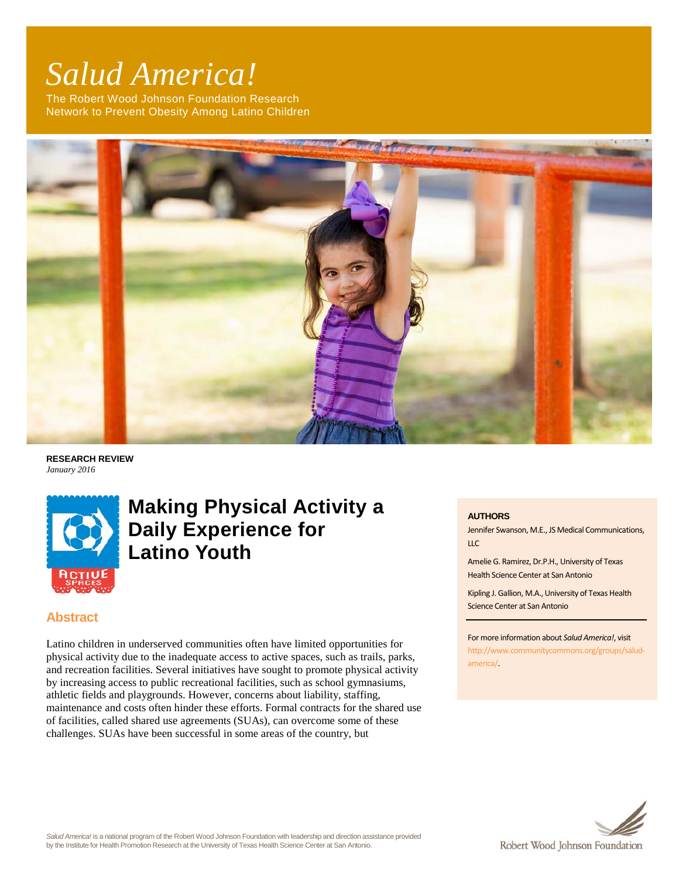# *Salud America!*

The Robert Wood Johnson Foundation Research Network to Prevent Obesity Among Latino Children

**RESEARCH REVIEW**
*January 2016*

# Making Physical Activity a Daily Experience for Latino Youth

**AUTHORS**

Jennifer Swanson, M.E., JS Medical Communications, LLC

Amelie G. Ramirez, Dr.P.H., University of Texas Health Science Center at San Antonio

Kipling J. Gallion, M.A., University of Texas Health Science Center at San Antonio

For more information about *Salud America!*, visit http://www.communitycommons.org/groups/salud-america/.

## Abstract

Latino children in underserved communities often have limited opportunities for physical activity due to the inadequate access to active spaces, such as trails, parks, and recreation facilities. Several initiatives have sought to promote physical activity by increasing access to public recreational facilities, such as school gymnasiums, athletic fields and playgrounds. However, concerns about liability, staffing, maintenance and costs often hinder these efforts. Formal contracts for the shared use of facilities, called shared use agreements (SUAs), can overcome some of these challenges. SUAs have been successful in some areas of the country, but

*Salud America!* is a national program of the Robert Wood Johnson Foundation with leadership and direction assistance provided by the Institute for Health Promotion Research at the University of Texas Health Science Center at San Antonio.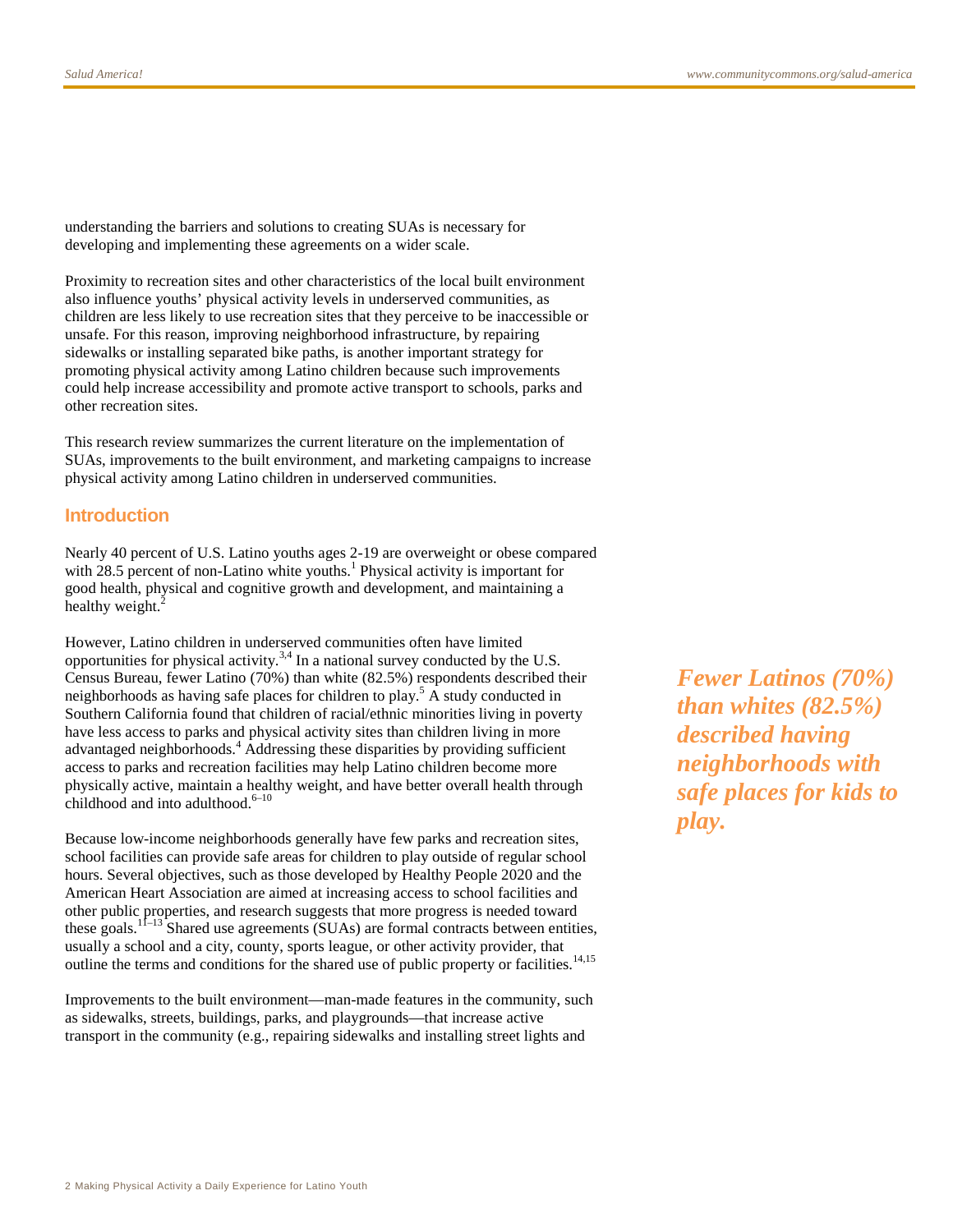understanding the barriers and solutions to creating SUAs is necessary for developing and implementing these agreements on a wider scale.

Proximity to recreation sites and other characteristics of the local built environment also influence youths' physical activity levels in underserved communities, as children are less likely to use recreation sites that they perceive to be inaccessible or unsafe. For this reason, improving neighborhood infrastructure, by repairing sidewalks or installing separated bike paths, is another important strategy for promoting physical activity among Latino children because such improvements could help increase accessibility and promote active transport to schools, parks and other recreation sites.

This research review summarizes the current literature on the implementation of SUAs, improvements to the built environment, and marketing campaigns to increase physical activity among Latino children in underserved communities.

## Introduction

Nearly 40 percent of U.S. Latino youths ages 2-19 are overweight or obese compared with 28.5 percent of non-Latino white youths.[1] Physical activity is important for good health, physical and cognitive growth and development, and maintaining a healthy weight.[2]

However, Latino children in underserved communities often have limited opportunities for physical activity.[3,4] In a national survey conducted by the U.S. Census Bureau, fewer Latino (70%) than white (82.5%) respondents described their neighborhoods as having safe places for children to play.[5] A study conducted in Southern California found that children of racial/ethnic minorities living in poverty have less access to parks and physical activity sites than children living in more advantaged neighborhoods.[4] Addressing these disparities by providing sufficient access to parks and recreation facilities may help Latino children become more physically active, maintain a healthy weight, and have better overall health through childhood and into adulthood.[6–10]

***Fewer Latinos (70%) than whites (82.5%) described having neighborhoods with safe places for kids to play.***

Because low-income neighborhoods generally have few parks and recreation sites, school facilities can provide safe areas for children to play outside of regular school hours. Several objectives, such as those developed by Healthy People 2020 and the American Heart Association are aimed at increasing access to school facilities and other public properties, and research suggests that more progress is needed toward these goals.[11–13] Shared use agreements (SUAs) are formal contracts between entities, usually a school and a city, county, sports league, or other activity provider, that outline the terms and conditions for the shared use of public property or facilities.[14,15]

Improvements to the built environment—man-made features in the community, such as sidewalks, streets, buildings, parks, and playgrounds—that increase active transport in the community (e.g., repairing sidewalks and installing street lights and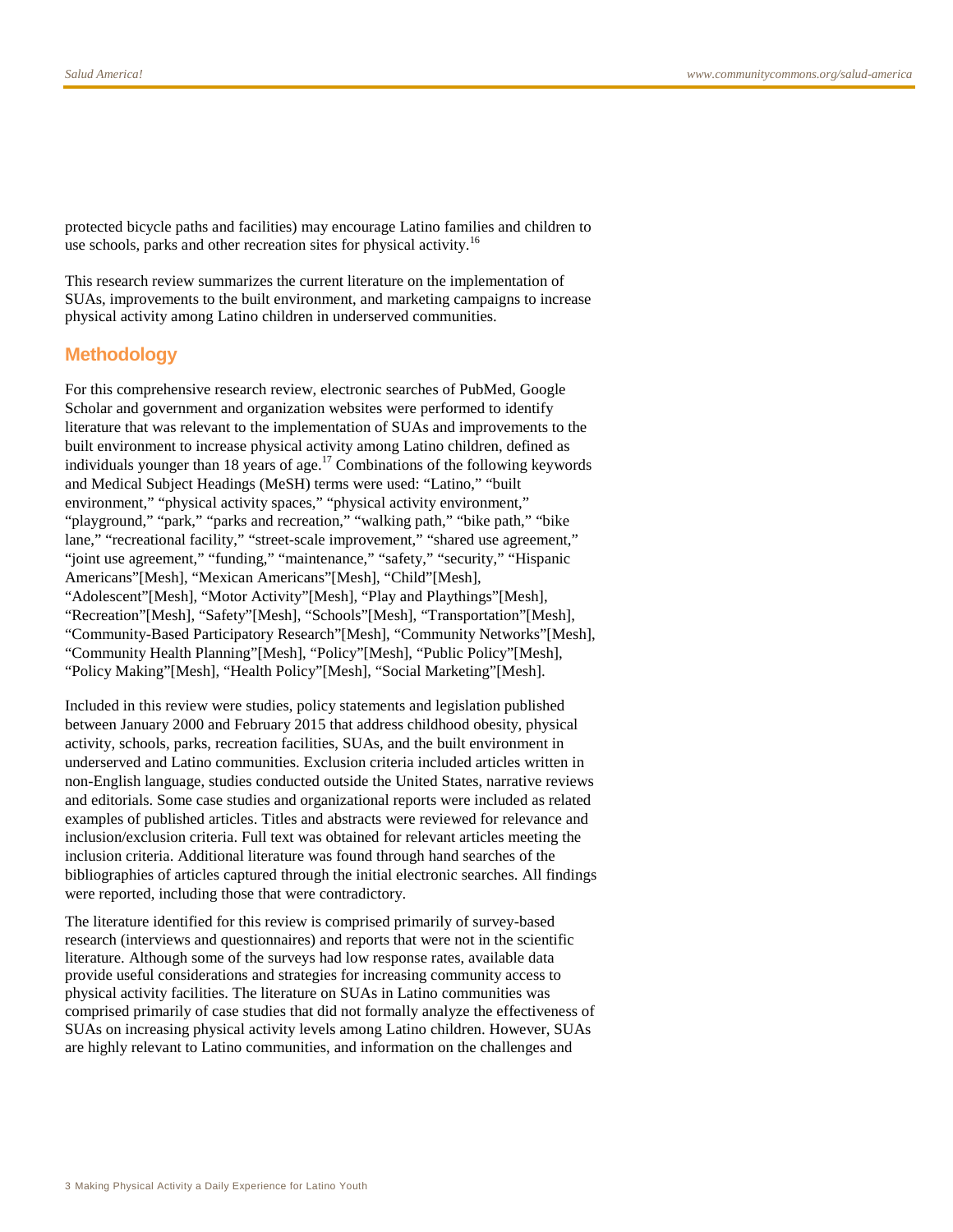protected bicycle paths and facilities) may encourage Latino families and children to use schools, parks and other recreation sites for physical activity.[16]

This research review summarizes the current literature on the implementation of SUAs, improvements to the built environment, and marketing campaigns to increase physical activity among Latino children in underserved communities.

## Methodology

For this comprehensive research review, electronic searches of PubMed, Google Scholar and government and organization websites were performed to identify literature that was relevant to the implementation of SUAs and improvements to the built environment to increase physical activity among Latino children, defined as individuals younger than 18 years of age.[17] Combinations of the following keywords and Medical Subject Headings (MeSH) terms were used: "Latino," "built environment," "physical activity spaces," "physical activity environment," "playground," "park," "parks and recreation," "walking path," "bike path," "bike lane," "recreational facility," "street-scale improvement," "shared use agreement," "joint use agreement," "funding," "maintenance," "safety," "security," "Hispanic Americans"[Mesh], "Mexican Americans"[Mesh], "Child"[Mesh], "Adolescent"[Mesh], "Motor Activity"[Mesh], "Play and Playthings"[Mesh], "Recreation"[Mesh], "Safety"[Mesh], "Schools"[Mesh], "Transportation"[Mesh], "Community-Based Participatory Research"[Mesh], "Community Networks"[Mesh], "Community Health Planning"[Mesh], "Policy"[Mesh], "Public Policy"[Mesh], "Policy Making"[Mesh], "Health Policy"[Mesh], "Social Marketing"[Mesh].

Included in this review were studies, policy statements and legislation published between January 2000 and February 2015 that address childhood obesity, physical activity, schools, parks, recreation facilities, SUAs, and the built environment in underserved and Latino communities. Exclusion criteria included articles written in non-English language, studies conducted outside the United States, narrative reviews and editorials. Some case studies and organizational reports were included as related examples of published articles. Titles and abstracts were reviewed for relevance and inclusion/exclusion criteria. Full text was obtained for relevant articles meeting the inclusion criteria. Additional literature was found through hand searches of the bibliographies of articles captured through the initial electronic searches. All findings were reported, including those that were contradictory.

The literature identified for this review is comprised primarily of survey-based research (interviews and questionnaires) and reports that were not in the scientific literature. Although some of the surveys had low response rates, available data provide useful considerations and strategies for increasing community access to physical activity facilities. The literature on SUAs in Latino communities was comprised primarily of case studies that did not formally analyze the effectiveness of SUAs on increasing physical activity levels among Latino children. However, SUAs are highly relevant to Latino communities, and information on the challenges and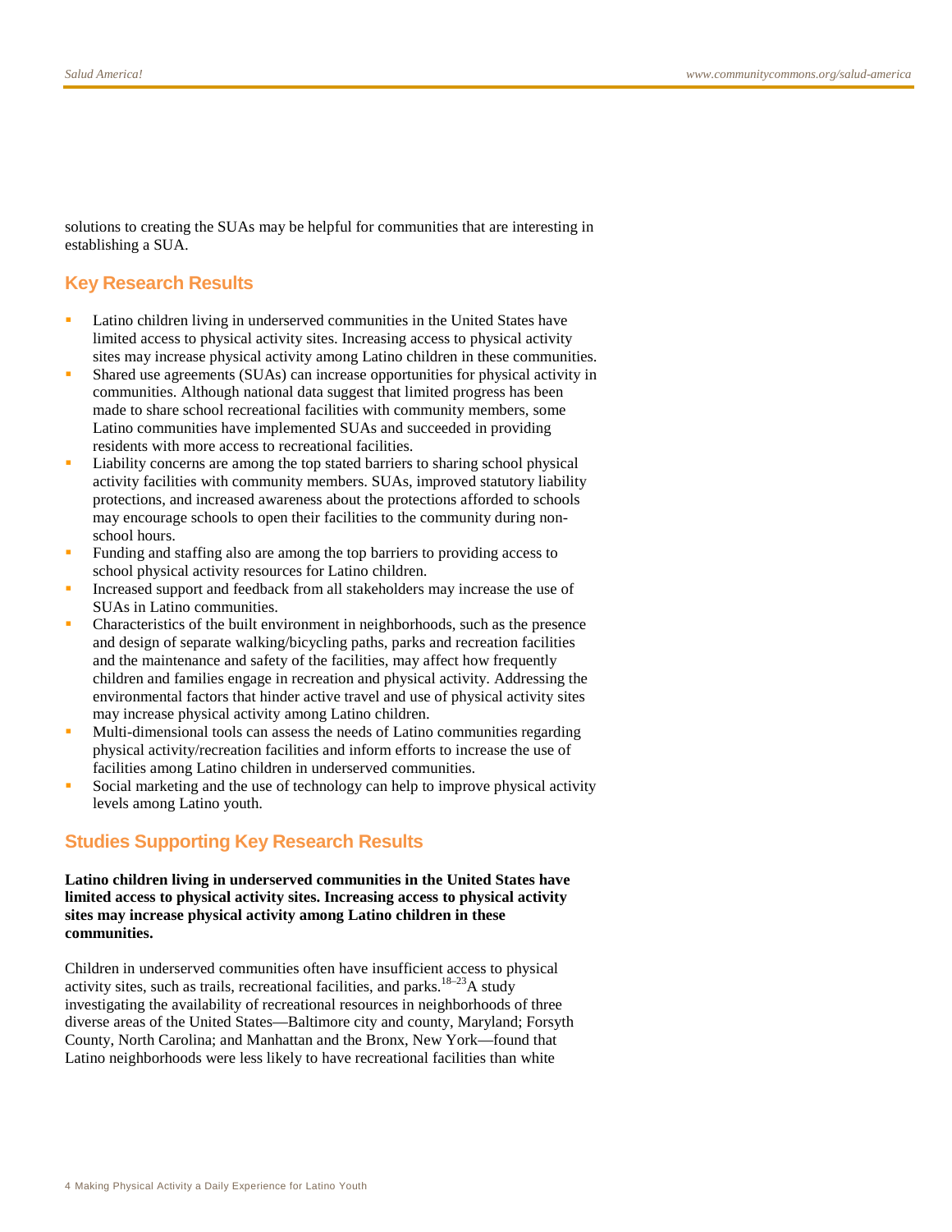solutions to creating the SUAs may be helpful for communities that are interesting in establishing a SUA.

## Key Research Results

- Latino children living in underserved communities in the United States have limited access to physical activity sites. Increasing access to physical activity sites may increase physical activity among Latino children in these communities.
- Shared use agreements (SUAs) can increase opportunities for physical activity in communities. Although national data suggest that limited progress has been made to share school recreational facilities with community members, some Latino communities have implemented SUAs and succeeded in providing residents with more access to recreational facilities.
- Liability concerns are among the top stated barriers to sharing school physical activity facilities with community members. SUAs, improved statutory liability protections, and increased awareness about the protections afforded to schools may encourage schools to open their facilities to the community during non-school hours.
- Funding and staffing also are among the top barriers to providing access to school physical activity resources for Latino children.
- Increased support and feedback from all stakeholders may increase the use of SUAs in Latino communities.
- Characteristics of the built environment in neighborhoods, such as the presence and design of separate walking/bicycling paths, parks and recreation facilities and the maintenance and safety of the facilities, may affect how frequently children and families engage in recreation and physical activity. Addressing the environmental factors that hinder active travel and use of physical activity sites may increase physical activity among Latino children.
- Multi-dimensional tools can assess the needs of Latino communities regarding physical activity/recreation facilities and inform efforts to increase the use of facilities among Latino children in underserved communities.
- Social marketing and the use of technology can help to improve physical activity levels among Latino youth.

## Studies Supporting Key Research Results

**Latino children living in underserved communities in the United States have limited access to physical activity sites. Increasing access to physical activity sites may increase physical activity among Latino children in these communities.**

Children in underserved communities often have insufficient access to physical activity sites, such as trails, recreational facilities, and parks.[18–23] A study investigating the availability of recreational resources in neighborhoods of three diverse areas of the United States—Baltimore city and county, Maryland; Forsyth County, North Carolina; and Manhattan and the Bronx, New York—found that Latino neighborhoods were less likely to have recreational facilities than white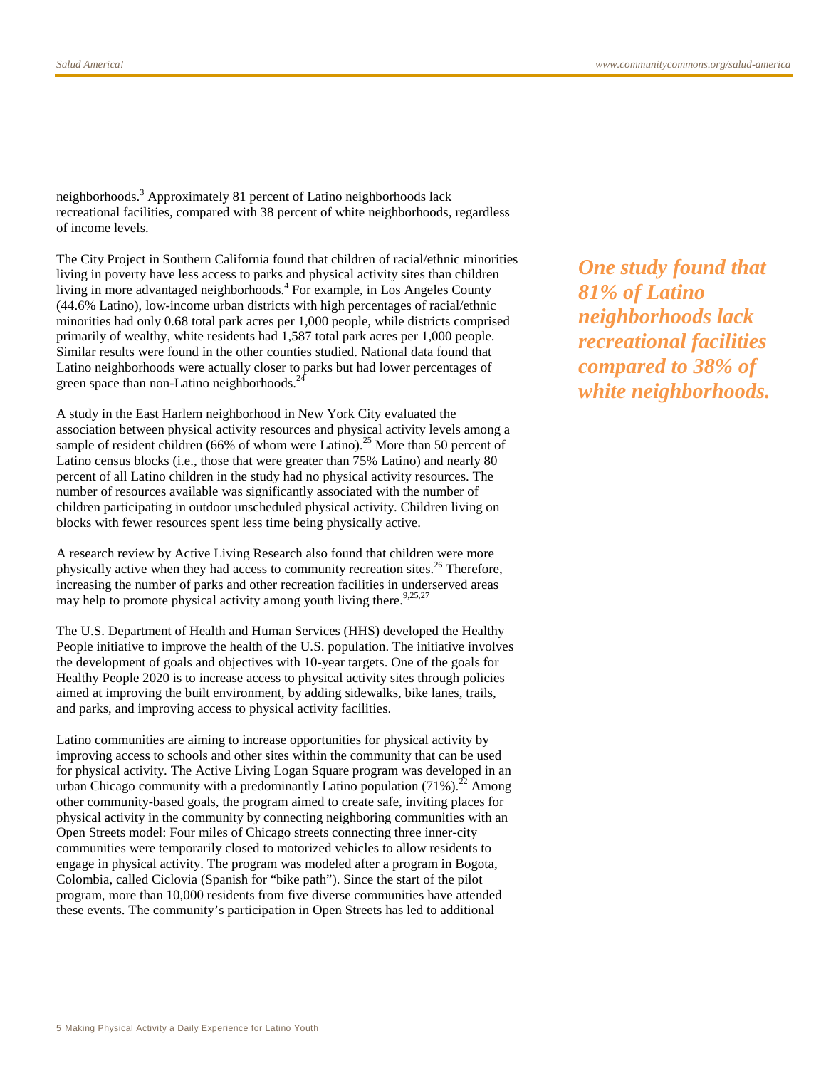neighborhoods.[3] Approximately 81 percent of Latino neighborhoods lack recreational facilities, compared with 38 percent of white neighborhoods, regardless of income levels.

The City Project in Southern California found that children of racial/ethnic minorities living in poverty have less access to parks and physical activity sites than children living in more advantaged neighborhoods.[4] For example, in Los Angeles County (44.6% Latino), low-income urban districts with high percentages of racial/ethnic minorities had only 0.68 total park acres per 1,000 people, while districts comprised primarily of wealthy, white residents had 1,587 total park acres per 1,000 people. Similar results were found in the other counties studied. National data found that Latino neighborhoods were actually closer to parks but had lower percentages of green space than non-Latino neighborhoods.[24]

***One study found that 81% of Latino neighborhoods lack recreational facilities compared to 38% of white neighborhoods.***

A study in the East Harlem neighborhood in New York City evaluated the association between physical activity resources and physical activity levels among a sample of resident children (66% of whom were Latino).[25] More than 50 percent of Latino census blocks (i.e., those that were greater than 75% Latino) and nearly 80 percent of all Latino children in the study had no physical activity resources. The number of resources available was significantly associated with the number of children participating in outdoor unscheduled physical activity. Children living on blocks with fewer resources spent less time being physically active.

A research review by Active Living Research also found that children were more physically active when they had access to community recreation sites.[26] Therefore, increasing the number of parks and other recreation facilities in underserved areas may help to promote physical activity among youth living there.[9,25,27]

The U.S. Department of Health and Human Services (HHS) developed the Healthy People initiative to improve the health of the U.S. population. The initiative involves the development of goals and objectives with 10-year targets. One of the goals for Healthy People 2020 is to increase access to physical activity sites through policies aimed at improving the built environment, by adding sidewalks, bike lanes, trails, and parks, and improving access to physical activity facilities.

Latino communities are aiming to increase opportunities for physical activity by improving access to schools and other sites within the community that can be used for physical activity. The Active Living Logan Square program was developed in an urban Chicago community with a predominantly Latino population (71%).[22] Among other community-based goals, the program aimed to create safe, inviting places for physical activity in the community by connecting neighboring communities with an Open Streets model: Four miles of Chicago streets connecting three inner-city communities were temporarily closed to motorized vehicles to allow residents to engage in physical activity. The program was modeled after a program in Bogota, Colombia, called Ciclovia (Spanish for "bike path"). Since the start of the pilot program, more than 10,000 residents from five diverse communities have attended these events. The community's participation in Open Streets has led to additional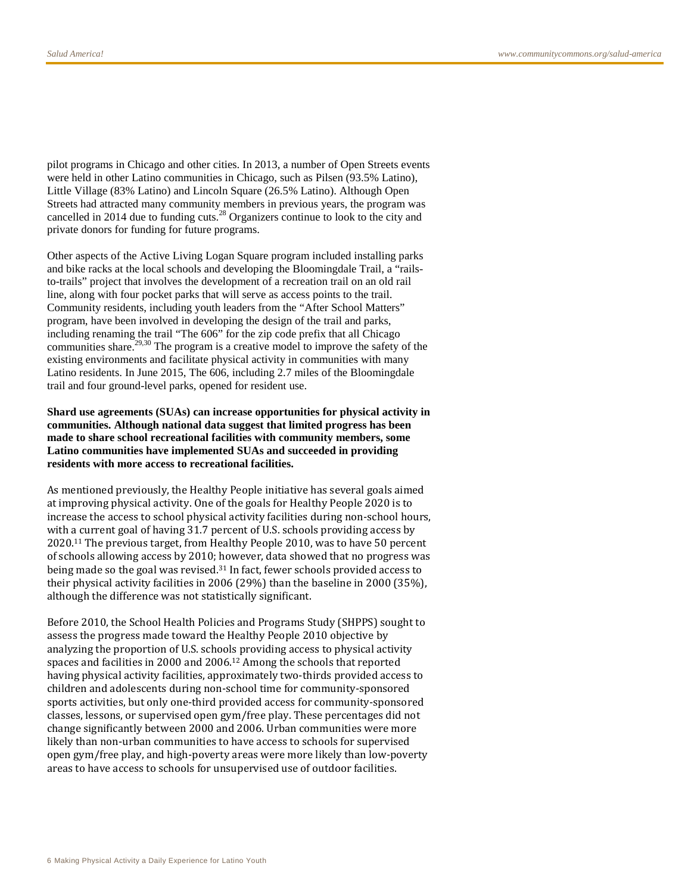pilot programs in Chicago and other cities. In 2013, a number of Open Streets events were held in other Latino communities in Chicago, such as Pilsen (93.5% Latino), Little Village (83% Latino) and Lincoln Square (26.5% Latino). Although Open Streets had attracted many community members in previous years, the program was cancelled in 2014 due to funding cuts.[28] Organizers continue to look to the city and private donors for funding for future programs.

Other aspects of the Active Living Logan Square program included installing parks and bike racks at the local schools and developing the Bloomingdale Trail, a "rails-to-trails" project that involves the development of a recreation trail on an old rail line, along with four pocket parks that will serve as access points to the trail. Community residents, including youth leaders from the "After School Matters" program, have been involved in developing the design of the trail and parks, including renaming the trail "The 606" for the zip code prefix that all Chicago communities share.[29,30] The program is a creative model to improve the safety of the existing environments and facilitate physical activity in communities with many Latino residents. In June 2015, The 606, including 2.7 miles of the Bloomingdale trail and four ground-level parks, opened for resident use.

**Shard use agreements (SUAs) can increase opportunities for physical activity in communities. Although national data suggest that limited progress has been made to share school recreational facilities with community members, some Latino communities have implemented SUAs and succeeded in providing residents with more access to recreational facilities.**

As mentioned previously, the Healthy People initiative has several goals aimed at improving physical activity. One of the goals for Healthy People 2020 is to increase the access to school physical activity facilities during non-school hours, with a current goal of having 31.7 percent of U.S. schools providing access by 2020.[11] The previous target, from Healthy People 2010, was to have 50 percent of schools allowing access by 2010; however, data showed that no progress was being made so the goal was revised.[31] In fact, fewer schools provided access to their physical activity facilities in 2006 (29%) than the baseline in 2000 (35%), although the difference was not statistically significant.

Before 2010, the School Health Policies and Programs Study (SHPPS) sought to assess the progress made toward the Healthy People 2010 objective by analyzing the proportion of U.S. schools providing access to physical activity spaces and facilities in 2000 and 2006.[12] Among the schools that reported having physical activity facilities, approximately two-thirds provided access to children and adolescents during non-school time for community-sponsored sports activities, but only one-third provided access for community-sponsored classes, lessons, or supervised open gym/free play. These percentages did not change significantly between 2000 and 2006. Urban communities were more likely than non-urban communities to have access to schools for supervised open gym/free play, and high-poverty areas were more likely than low-poverty areas to have access to schools for unsupervised use of outdoor facilities.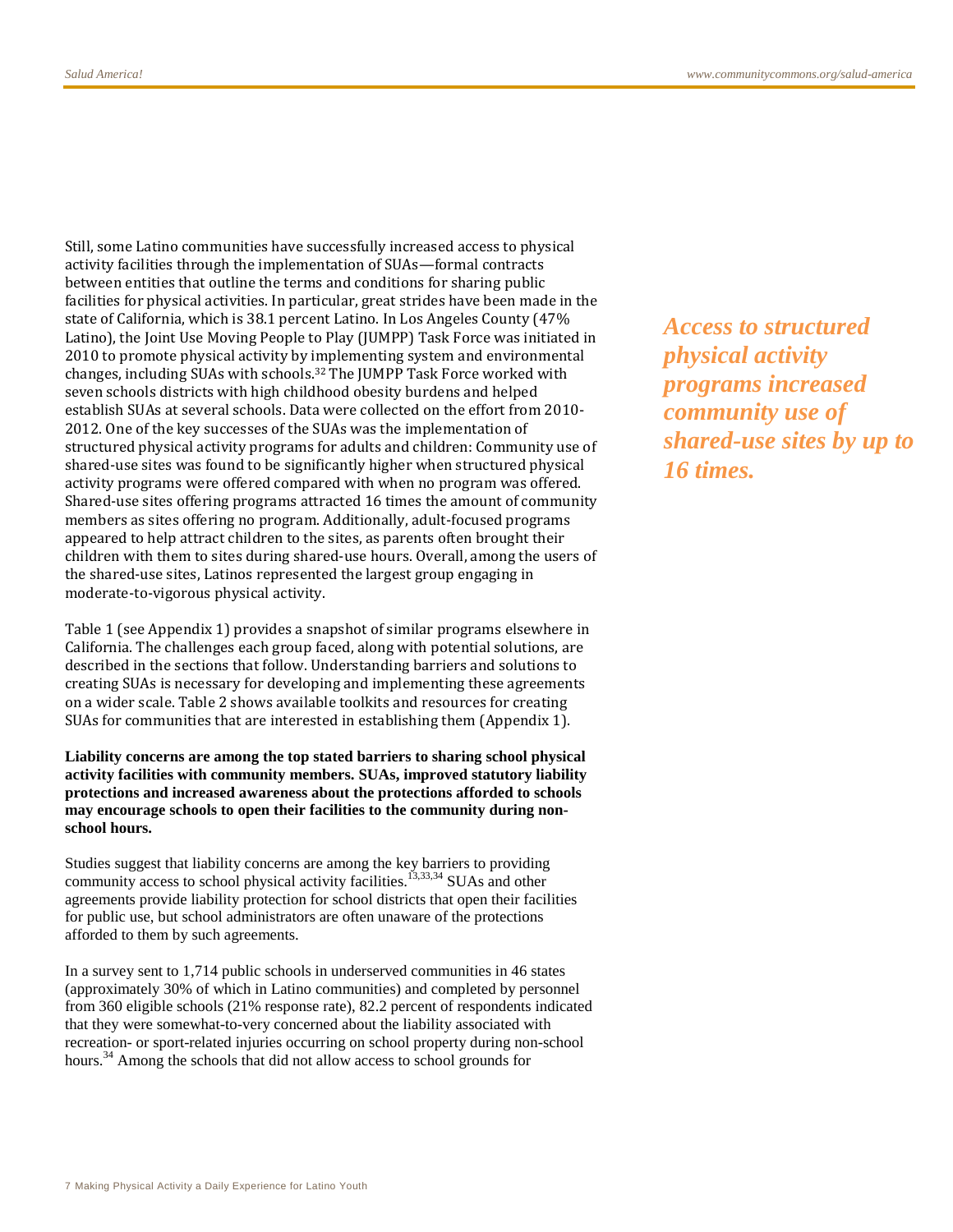Still, some Latino communities have successfully increased access to physical activity facilities through the implementation of SUAs—formal contracts between entities that outline the terms and conditions for sharing public facilities for physical activities. In particular, great strides have been made in the state of California, which is 38.1 percent Latino. In Los Angeles County (47% Latino), the Joint Use Moving People to Play (JUMPP) Task Force was initiated in 2010 to promote physical activity by implementing system and environmental changes, including SUAs with schools.[32] The JUMPP Task Force worked with seven schools districts with high childhood obesity burdens and helped establish SUAs at several schools. Data were collected on the effort from 2010-2012. One of the key successes of the SUAs was the implementation of structured physical activity programs for adults and children: Community use of shared-use sites was found to be significantly higher when structured physical activity programs were offered compared with when no program was offered. Shared-use sites offering programs attracted 16 times the amount of community members as sites offering no program. Additionally, adult-focused programs appeared to help attract children to the sites, as parents often brought their children with them to sites during shared-use hours. Overall, among the users of the shared-use sites, Latinos represented the largest group engaging in moderate-to-vigorous physical activity.

***Access to structured physical activity programs increased community use of shared-use sites by up to 16 times.***

Table 1 (see Appendix 1) provides a snapshot of similar programs elsewhere in California. The challenges each group faced, along with potential solutions, are described in the sections that follow. Understanding barriers and solutions to creating SUAs is necessary for developing and implementing these agreements on a wider scale. Table 2 shows available toolkits and resources for creating SUAs for communities that are interested in establishing them (Appendix 1).

**Liability concerns are among the top stated barriers to sharing school physical activity facilities with community members. SUAs, improved statutory liability protections and increased awareness about the protections afforded to schools may encourage schools to open their facilities to the community during non-school hours.**

Studies suggest that liability concerns are among the key barriers to providing community access to school physical activity facilities.[13,33,34] SUAs and other agreements provide liability protection for school districts that open their facilities for public use, but school administrators are often unaware of the protections afforded to them by such agreements.

In a survey sent to 1,714 public schools in underserved communities in 46 states (approximately 30% of which in Latino communities) and completed by personnel from 360 eligible schools (21% response rate), 82.2 percent of respondents indicated that they were somewhat-to-very concerned about the liability associated with recreation- or sport-related injuries occurring on school property during non-school hours.[34] Among the schools that did not allow access to school grounds for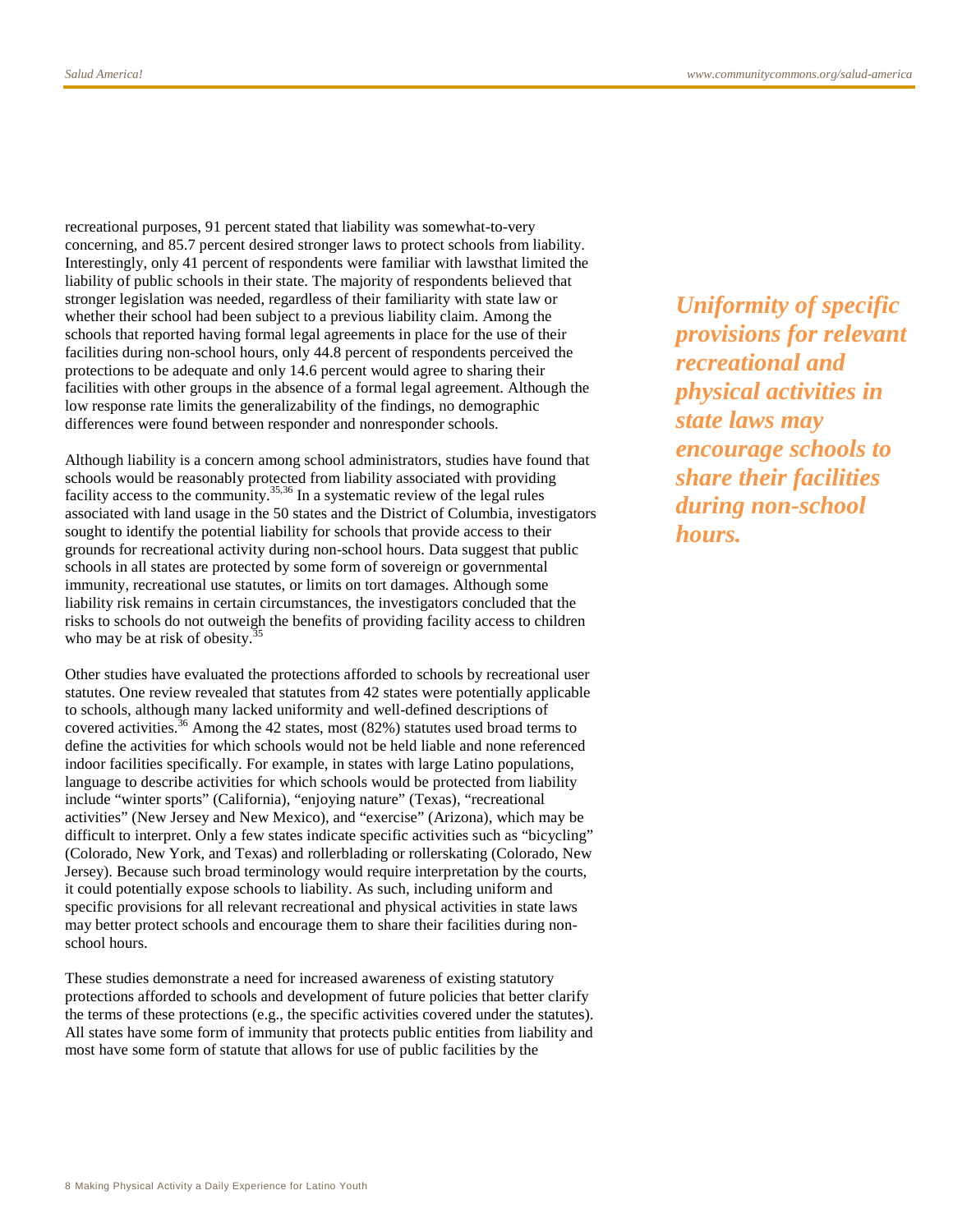recreational purposes, 91 percent stated that liability was somewhat-to-very concerning, and 85.7 percent desired stronger laws to protect schools from liability. Interestingly, only 41 percent of respondents were familiar with lawsthat limited the liability of public schools in their state. The majority of respondents believed that stronger legislation was needed, regardless of their familiarity with state law or whether their school had been subject to a previous liability claim. Among the schools that reported having formal legal agreements in place for the use of their facilities during non-school hours, only 44.8 percent of respondents perceived the protections to be adequate and only 14.6 percent would agree to sharing their facilities with other groups in the absence of a formal legal agreement. Although the low response rate limits the generalizability of the findings, no demographic differences were found between responder and nonresponder schools.

***Uniformity of specific provisions for relevant recreational and physical activities in state laws may encourage schools to share their facilities during non-school hours.***

Although liability is a concern among school administrators, studies have found that schools would be reasonably protected from liability associated with providing facility access to the community.[35,36] In a systematic review of the legal rules associated with land usage in the 50 states and the District of Columbia, investigators sought to identify the potential liability for schools that provide access to their grounds for recreational activity during non-school hours. Data suggest that public schools in all states are protected by some form of sovereign or governmental immunity, recreational use statutes, or limits on tort damages. Although some liability risk remains in certain circumstances, the investigators concluded that the risks to schools do not outweigh the benefits of providing facility access to children who may be at risk of obesity.[35]

Other studies have evaluated the protections afforded to schools by recreational user statutes. One review revealed that statutes from 42 states were potentially applicable to schools, although many lacked uniformity and well-defined descriptions of covered activities.[36] Among the 42 states, most (82%) statutes used broad terms to define the activities for which schools would not be held liable and none referenced indoor facilities specifically. For example, in states with large Latino populations, language to describe activities for which schools would be protected from liability include "winter sports" (California), "enjoying nature" (Texas), "recreational activities" (New Jersey and New Mexico), and "exercise" (Arizona), which may be difficult to interpret. Only a few states indicate specific activities such as "bicycling" (Colorado, New York, and Texas) and rollerblading or rollerskating (Colorado, New Jersey). Because such broad terminology would require interpretation by the courts, it could potentially expose schools to liability. As such, including uniform and specific provisions for all relevant recreational and physical activities in state laws may better protect schools and encourage them to share their facilities during non-school hours.

These studies demonstrate a need for increased awareness of existing statutory protections afforded to schools and development of future policies that better clarify the terms of these protections (e.g., the specific activities covered under the statutes). All states have some form of immunity that protects public entities from liability and most have some form of statute that allows for use of public facilities by the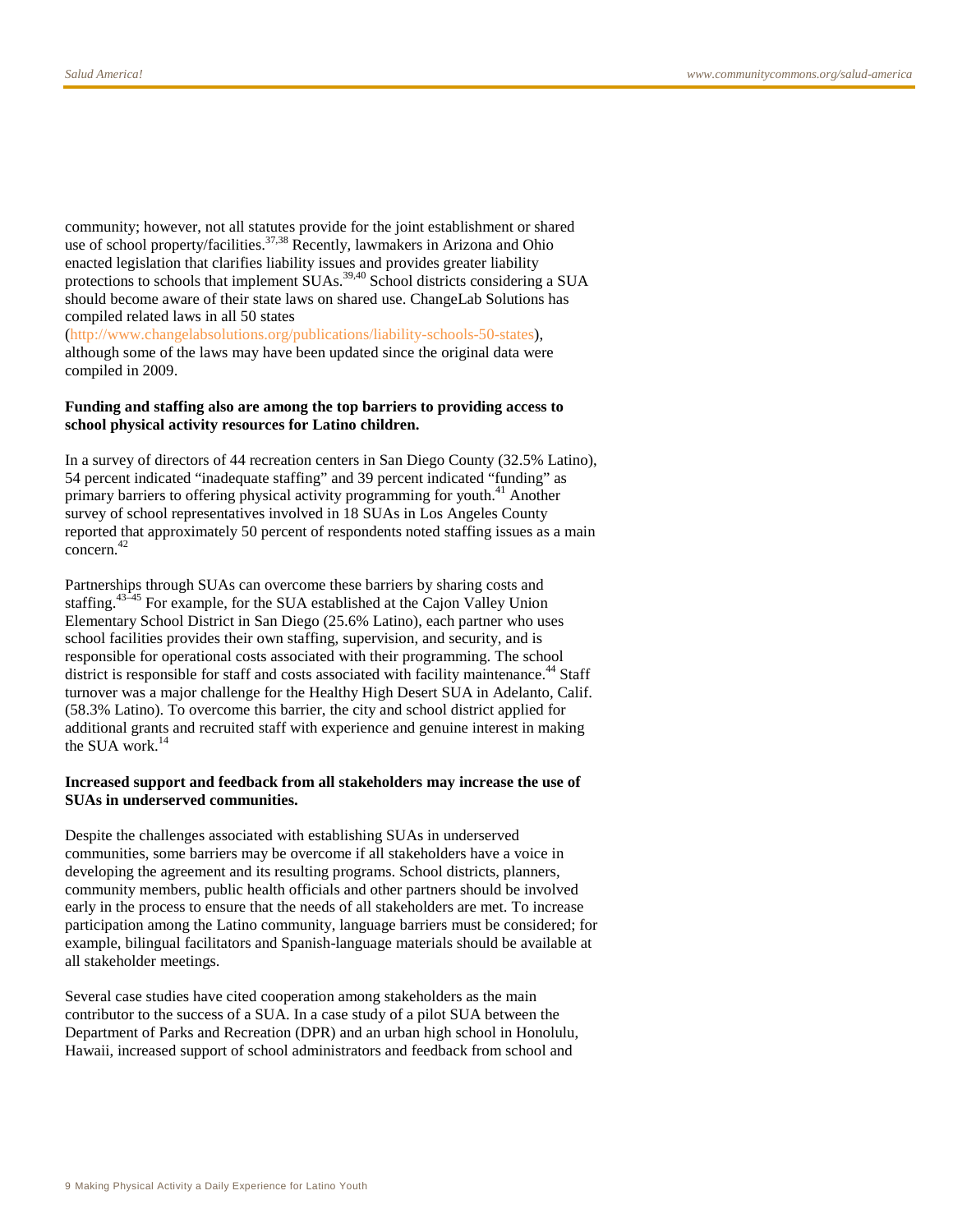community; however, not all statutes provide for the joint establishment or shared use of school property/facilities.[37,38] Recently, lawmakers in Arizona and Ohio enacted legislation that clarifies liability issues and provides greater liability protections to schools that implement SUAs.[39,40] School districts considering a SUA should become aware of their state laws on shared use. ChangeLab Solutions has compiled related laws in all 50 states (http://www.changelabsolutions.org/publications/liability-schools-50-states), although some of the laws may have been updated since the original data were compiled in 2009.

**Funding and staffing also are among the top barriers to providing access to school physical activity resources for Latino children.**

In a survey of directors of 44 recreation centers in San Diego County (32.5% Latino), 54 percent indicated "inadequate staffing" and 39 percent indicated "funding" as primary barriers to offering physical activity programming for youth.[41] Another survey of school representatives involved in 18 SUAs in Los Angeles County reported that approximately 50 percent of respondents noted staffing issues as a main concern.[42]

Partnerships through SUAs can overcome these barriers by sharing costs and staffing.[43–45] For example, for the SUA established at the Cajon Valley Union Elementary School District in San Diego (25.6% Latino), each partner who uses school facilities provides their own staffing, supervision, and security, and is responsible for operational costs associated with their programming. The school district is responsible for staff and costs associated with facility maintenance.[44] Staff turnover was a major challenge for the Healthy High Desert SUA in Adelanto, Calif. (58.3% Latino). To overcome this barrier, the city and school district applied for additional grants and recruited staff with experience and genuine interest in making the SUA work.[14]

**Increased support and feedback from all stakeholders may increase the use of SUAs in underserved communities.**

Despite the challenges associated with establishing SUAs in underserved communities, some barriers may be overcome if all stakeholders have a voice in developing the agreement and its resulting programs. School districts, planners, community members, public health officials and other partners should be involved early in the process to ensure that the needs of all stakeholders are met. To increase participation among the Latino community, language barriers must be considered; for example, bilingual facilitators and Spanish-language materials should be available at all stakeholder meetings.

Several case studies have cited cooperation among stakeholders as the main contributor to the success of a SUA. In a case study of a pilot SUA between the Department of Parks and Recreation (DPR) and an urban high school in Honolulu, Hawaii, increased support of school administrators and feedback from school and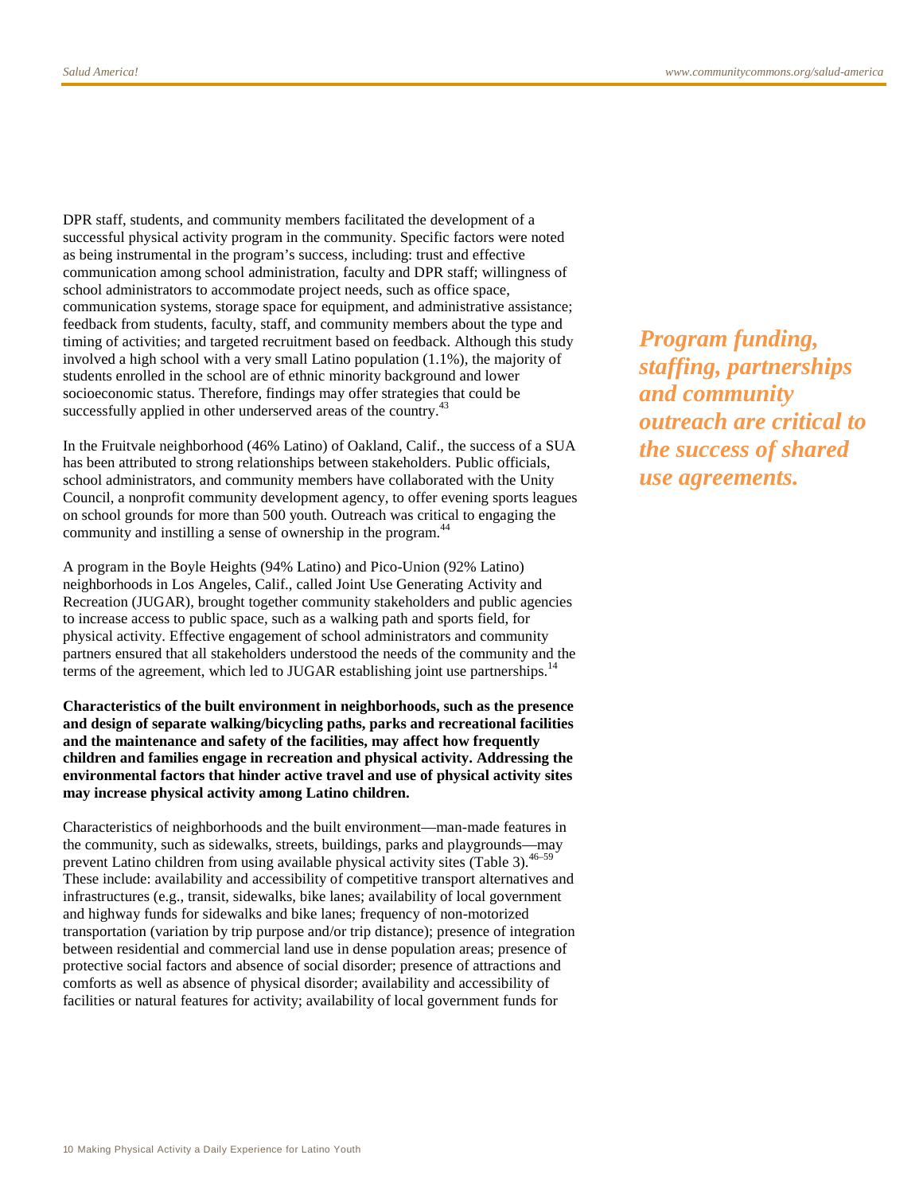DPR staff, students, and community members facilitated the development of a successful physical activity program in the community. Specific factors were noted as being instrumental in the program's success, including: trust and effective communication among school administration, faculty and DPR staff; willingness of school administrators to accommodate project needs, such as office space, communication systems, storage space for equipment, and administrative assistance; feedback from students, faculty, staff, and community members about the type and timing of activities; and targeted recruitment based on feedback. Although this study involved a high school with a very small Latino population (1.1%), the majority of students enrolled in the school are of ethnic minority background and lower socioeconomic status. Therefore, findings may offer strategies that could be successfully applied in other underserved areas of the country.[43]

***Program funding, staffing, partnerships and community outreach are critical to the success of shared use agreements.***

In the Fruitvale neighborhood (46% Latino) of Oakland, Calif., the success of a SUA has been attributed to strong relationships between stakeholders. Public officials, school administrators, and community members have collaborated with the Unity Council, a nonprofit community development agency, to offer evening sports leagues on school grounds for more than 500 youth. Outreach was critical to engaging the community and instilling a sense of ownership in the program.[44]

A program in the Boyle Heights (94% Latino) and Pico-Union (92% Latino) neighborhoods in Los Angeles, Calif., called Joint Use Generating Activity and Recreation (JUGAR), brought together community stakeholders and public agencies to increase access to public space, such as a walking path and sports field, for physical activity. Effective engagement of school administrators and community partners ensured that all stakeholders understood the needs of the community and the terms of the agreement, which led to JUGAR establishing joint use partnerships.[14]

**Characteristics of the built environment in neighborhoods, such as the presence and design of separate walking/bicycling paths, parks and recreational facilities and the maintenance and safety of the facilities, may affect how frequently children and families engage in recreation and physical activity. Addressing the environmental factors that hinder active travel and use of physical activity sites may increase physical activity among Latino children.**

Characteristics of neighborhoods and the built environment—man-made features in the community, such as sidewalks, streets, buildings, parks and playgrounds—may prevent Latino children from using available physical activity sites (Table 3).[46–59] These include: availability and accessibility of competitive transport alternatives and infrastructures (e.g., transit, sidewalks, bike lanes; availability of local government and highway funds for sidewalks and bike lanes; frequency of non-motorized transportation (variation by trip purpose and/or trip distance); presence of integration between residential and commercial land use in dense population areas; presence of protective social factors and absence of social disorder; presence of attractions and comforts as well as absence of physical disorder; availability and accessibility of facilities or natural features for activity; availability of local government funds for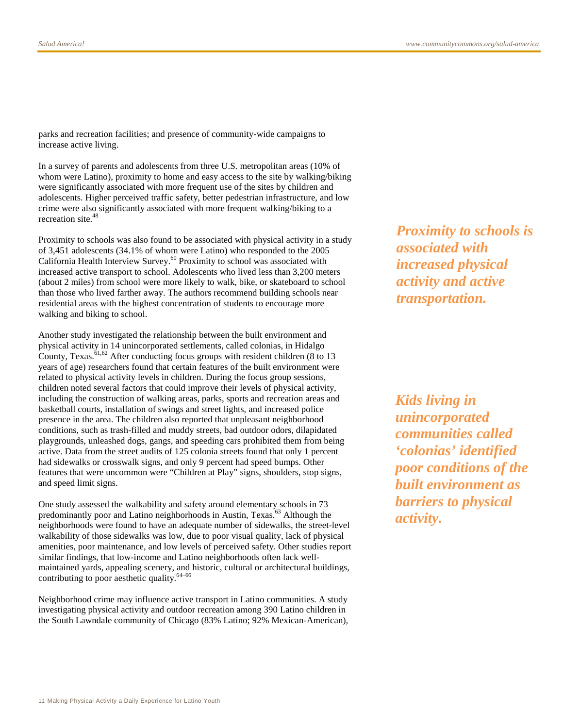parks and recreation facilities; and presence of community-wide campaigns to increase active living.

In a survey of parents and adolescents from three U.S. metropolitan areas (10% of whom were Latino), proximity to home and easy access to the site by walking/biking were significantly associated with more frequent use of the sites by children and adolescents. Higher perceived traffic safety, better pedestrian infrastructure, and low crime were also significantly associated with more frequent walking/biking to a recreation site.[48]

*Proximity to schools is associated with increased physical activity and active transportation.*

Proximity to schools was also found to be associated with physical activity in a study of 3,451 adolescents (34.1% of whom were Latino) who responded to the 2005 California Health Interview Survey.[60] Proximity to school was associated with increased active transport to school. Adolescents who lived less than 3,200 meters (about 2 miles) from school were more likely to walk, bike, or skateboard to school than those who lived farther away. The authors recommend building schools near residential areas with the highest concentration of students to encourage more walking and biking to school.

*Kids living in unincorporated communities called 'colonias' identified poor conditions of the built environment as barriers to physical activity.*

Another study investigated the relationship between the built environment and physical activity in 14 unincorporated settlements, called colonias, in Hidalgo County, Texas.[61,62] After conducting focus groups with resident children (8 to 13 years of age) researchers found that certain features of the built environment were related to physical activity levels in children. During the focus group sessions, children noted several factors that could improve their levels of physical activity, including the construction of walking areas, parks, sports and recreation areas and basketball courts, installation of swings and street lights, and increased police presence in the area. The children also reported that unpleasant neighborhood conditions, such as trash-filled and muddy streets, bad outdoor odors, dilapidated playgrounds, unleashed dogs, gangs, and speeding cars prohibited them from being active. Data from the street audits of 125 colonia streets found that only 1 percent had sidewalks or crosswalk signs, and only 9 percent had speed bumps. Other features that were uncommon were "Children at Play" signs, shoulders, stop signs, and speed limit signs.

One study assessed the walkability and safety around elementary schools in 73 predominantly poor and Latino neighborhoods in Austin, Texas.[63] Although the neighborhoods were found to have an adequate number of sidewalks, the street-level walkability of those sidewalks was low, due to poor visual quality, lack of physical amenities, poor maintenance, and low levels of perceived safety. Other studies report similar findings, that low-income and Latino neighborhoods often lack well-maintained yards, appealing scenery, and historic, cultural or architectural buildings, contributing to poor aesthetic quality.[64–66]

Neighborhood crime may influence active transport in Latino communities. A study investigating physical activity and outdoor recreation among 390 Latino children in the South Lawndale community of Chicago (83% Latino; 92% Mexican-American),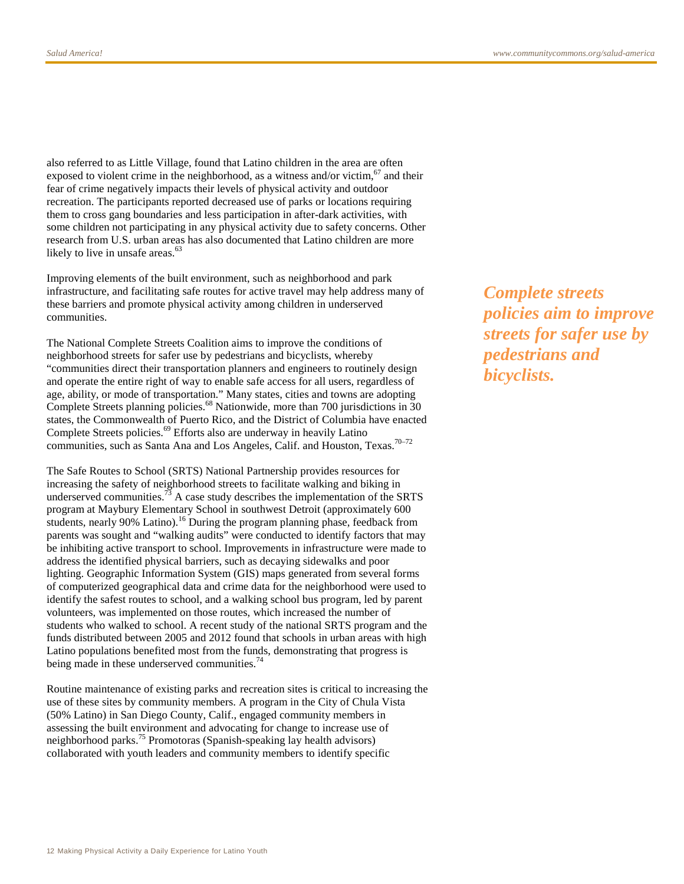also referred to as Little Village, found that Latino children in the area are often exposed to violent crime in the neighborhood, as a witness and/or victim,[67] and their fear of crime negatively impacts their levels of physical activity and outdoor recreation. The participants reported decreased use of parks or locations requiring them to cross gang boundaries and less participation in after-dark activities, with some children not participating in any physical activity due to safety concerns. Other research from U.S. urban areas has also documented that Latino children are more likely to live in unsafe areas.[63]

Improving elements of the built environment, such as neighborhood and park infrastructure, and facilitating safe routes for active travel may help address many of these barriers and promote physical activity among children in underserved communities.

***Complete streets policies aim to improve streets for safer use by pedestrians and bicyclists.***

The National Complete Streets Coalition aims to improve the conditions of neighborhood streets for safer use by pedestrians and bicyclists, whereby "communities direct their transportation planners and engineers to routinely design and operate the entire right of way to enable safe access for all users, regardless of age, ability, or mode of transportation." Many states, cities and towns are adopting Complete Streets planning policies.[68] Nationwide, more than 700 jurisdictions in 30 states, the Commonwealth of Puerto Rico, and the District of Columbia have enacted Complete Streets policies.[69] Efforts also are underway in heavily Latino communities, such as Santa Ana and Los Angeles, Calif. and Houston, Texas.[70–72]

The Safe Routes to School (SRTS) National Partnership provides resources for increasing the safety of neighborhood streets to facilitate walking and biking in underserved communities.[73] A case study describes the implementation of the SRTS program at Maybury Elementary School in southwest Detroit (approximately 600 students, nearly 90% Latino).[16] During the program planning phase, feedback from parents was sought and "walking audits" were conducted to identify factors that may be inhibiting active transport to school. Improvements in infrastructure were made to address the identified physical barriers, such as decaying sidewalks and poor lighting. Geographic Information System (GIS) maps generated from several forms of computerized geographical data and crime data for the neighborhood were used to identify the safest routes to school, and a walking school bus program, led by parent volunteers, was implemented on those routes, which increased the number of students who walked to school. A recent study of the national SRTS program and the funds distributed between 2005 and 2012 found that schools in urban areas with high Latino populations benefited most from the funds, demonstrating that progress is being made in these underserved communities.[74]

Routine maintenance of existing parks and recreation sites is critical to increasing the use of these sites by community members. A program in the City of Chula Vista (50% Latino) in San Diego County, Calif., engaged community members in assessing the built environment and advocating for change to increase use of neighborhood parks.[75] Promotoras (Spanish-speaking lay health advisors) collaborated with youth leaders and community members to identify specific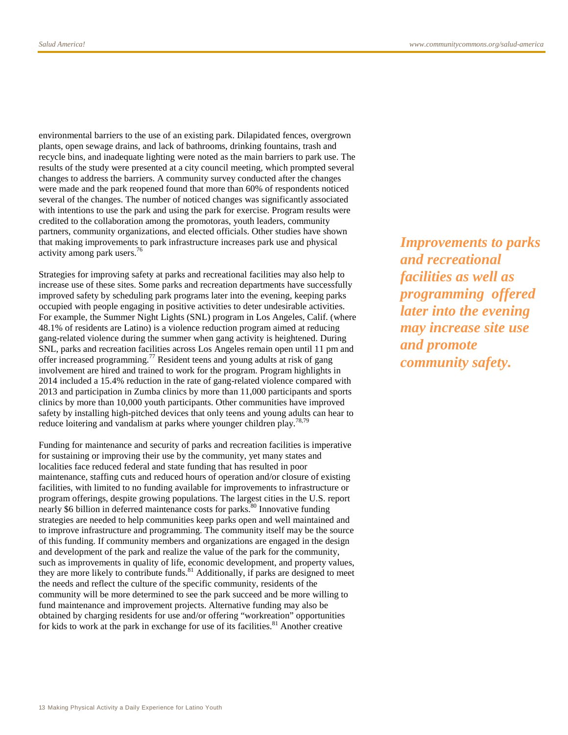environmental barriers to the use of an existing park. Dilapidated fences, overgrown plants, open sewage drains, and lack of bathrooms, drinking fountains, trash and recycle bins, and inadequate lighting were noted as the main barriers to park use. The results of the study were presented at a city council meeting, which prompted several changes to address the barriers. A community survey conducted after the changes were made and the park reopened found that more than 60% of respondents noticed several of the changes. The number of noticed changes was significantly associated with intentions to use the park and using the park for exercise. Program results were credited to the collaboration among the promotoras, youth leaders, community partners, community organizations, and elected officials. Other studies have shown that making improvements to park infrastructure increases park use and physical activity among park users.[76]

***Improvements to parks and recreational facilities as well as programming offered later into the evening may increase site use and promote community safety.***

Strategies for improving safety at parks and recreational facilities may also help to increase use of these sites. Some parks and recreation departments have successfully improved safety by scheduling park programs later into the evening, keeping parks occupied with people engaging in positive activities to deter undesirable activities. For example, the Summer Night Lights (SNL) program in Los Angeles, Calif. (where 48.1% of residents are Latino) is a violence reduction program aimed at reducing gang-related violence during the summer when gang activity is heightened. During SNL, parks and recreation facilities across Los Angeles remain open until 11 pm and offer increased programming.[77] Resident teens and young adults at risk of gang involvement are hired and trained to work for the program. Program highlights in 2014 included a 15.4% reduction in the rate of gang-related violence compared with 2013 and participation in Zumba clinics by more than 11,000 participants and sports clinics by more than 10,000 youth participants. Other communities have improved safety by installing high-pitched devices that only teens and young adults can hear to reduce loitering and vandalism at parks where younger children play.[78,79]

Funding for maintenance and security of parks and recreation facilities is imperative for sustaining or improving their use by the community, yet many states and localities face reduced federal and state funding that has resulted in poor maintenance, staffing cuts and reduced hours of operation and/or closure of existing facilities, with limited to no funding available for improvements to infrastructure or program offerings, despite growing populations. The largest cities in the U.S. report nearly $6 billion in deferred maintenance costs for parks.[80] Innovative funding strategies are needed to help communities keep parks open and well maintained and to improve infrastructure and programming. The community itself may be the source of this funding. If community members and organizations are engaged in the design and development of the park and realize the value of the park for the community, such as improvements in quality of life, economic development, and property values, they are more likely to contribute funds.[81] Additionally, if parks are designed to meet the needs and reflect the culture of the specific community, residents of the community will be more determined to see the park succeed and be more willing to fund maintenance and improvement projects. Alternative funding may also be obtained by charging residents for use and/or offering "workreation" opportunities for kids to work at the park in exchange for use of its facilities.[81] Another creative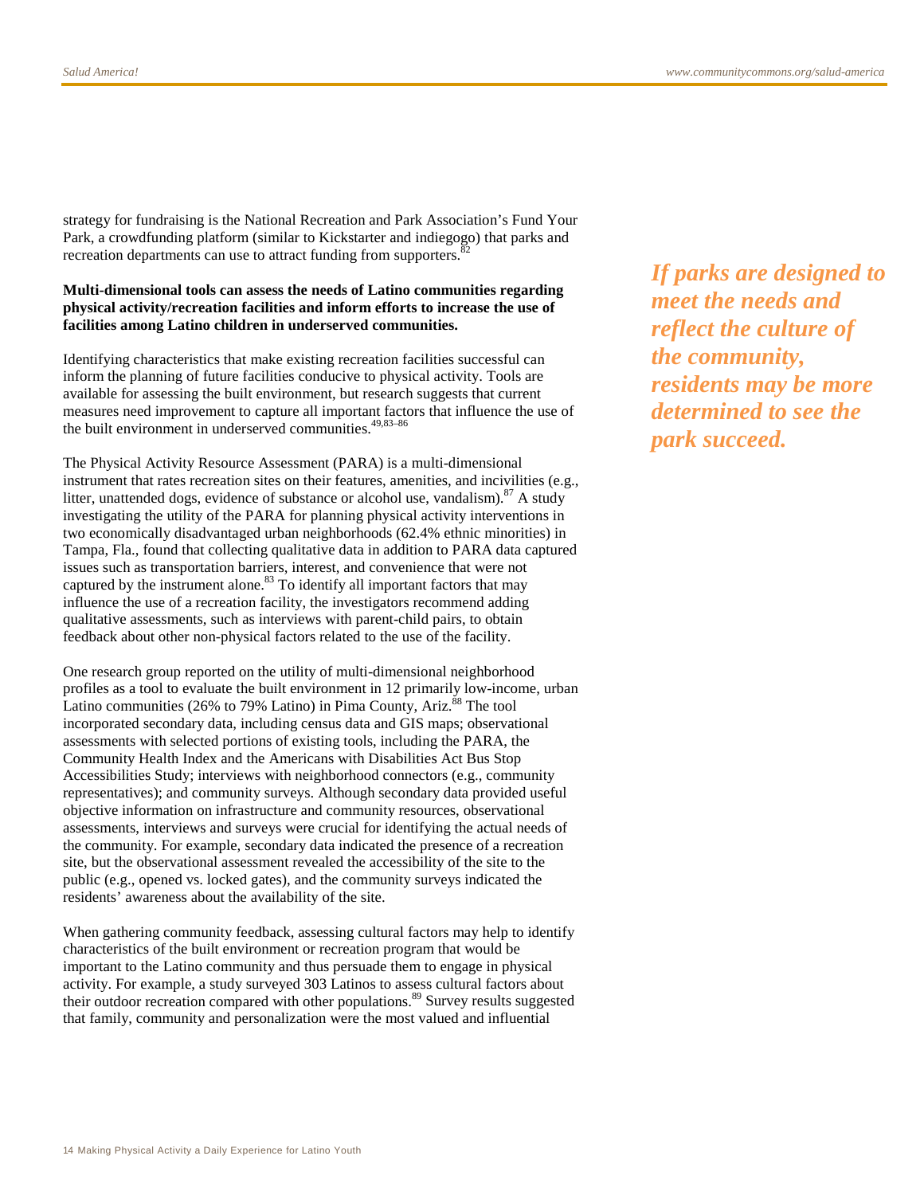strategy for fundraising is the National Recreation and Park Association's Fund Your Park, a crowdfunding platform (similar to Kickstarter and indiegogo) that parks and recreation departments can use to attract funding from supporters.[82]

***If parks are designed to meet the needs and reflect the culture of the community, residents may be more determined to see the park succeed.***

**Multi-dimensional tools can assess the needs of Latino communities regarding physical activity/recreation facilities and inform efforts to increase the use of facilities among Latino children in underserved communities.**

Identifying characteristics that make existing recreation facilities successful can inform the planning of future facilities conducive to physical activity. Tools are available for assessing the built environment, but research suggests that current measures need improvement to capture all important factors that influence the use of the built environment in underserved communities.[49,83–86]

The Physical Activity Resource Assessment (PARA) is a multi-dimensional instrument that rates recreation sites on their features, amenities, and incivilities (e.g., litter, unattended dogs, evidence of substance or alcohol use, vandalism).[87] A study investigating the utility of the PARA for planning physical activity interventions in two economically disadvantaged urban neighborhoods (62.4% ethnic minorities) in Tampa, Fla., found that collecting qualitative data in addition to PARA data captured issues such as transportation barriers, interest, and convenience that were not captured by the instrument alone.[83] To identify all important factors that may influence the use of a recreation facility, the investigators recommend adding qualitative assessments, such as interviews with parent-child pairs, to obtain feedback about other non-physical factors related to the use of the facility.

One research group reported on the utility of multi-dimensional neighborhood profiles as a tool to evaluate the built environment in 12 primarily low-income, urban Latino communities (26% to 79% Latino) in Pima County, Ariz.[88] The tool incorporated secondary data, including census data and GIS maps; observational assessments with selected portions of existing tools, including the PARA, the Community Health Index and the Americans with Disabilities Act Bus Stop Accessibilities Study; interviews with neighborhood connectors (e.g., community representatives); and community surveys. Although secondary data provided useful objective information on infrastructure and community resources, observational assessments, interviews and surveys were crucial for identifying the actual needs of the community. For example, secondary data indicated the presence of a recreation site, but the observational assessment revealed the accessibility of the site to the public (e.g., opened vs. locked gates), and the community surveys indicated the residents' awareness about the availability of the site.

When gathering community feedback, assessing cultural factors may help to identify characteristics of the built environment or recreation program that would be important to the Latino community and thus persuade them to engage in physical activity. For example, a study surveyed 303 Latinos to assess cultural factors about their outdoor recreation compared with other populations.[89] Survey results suggested that family, community and personalization were the most valued and influential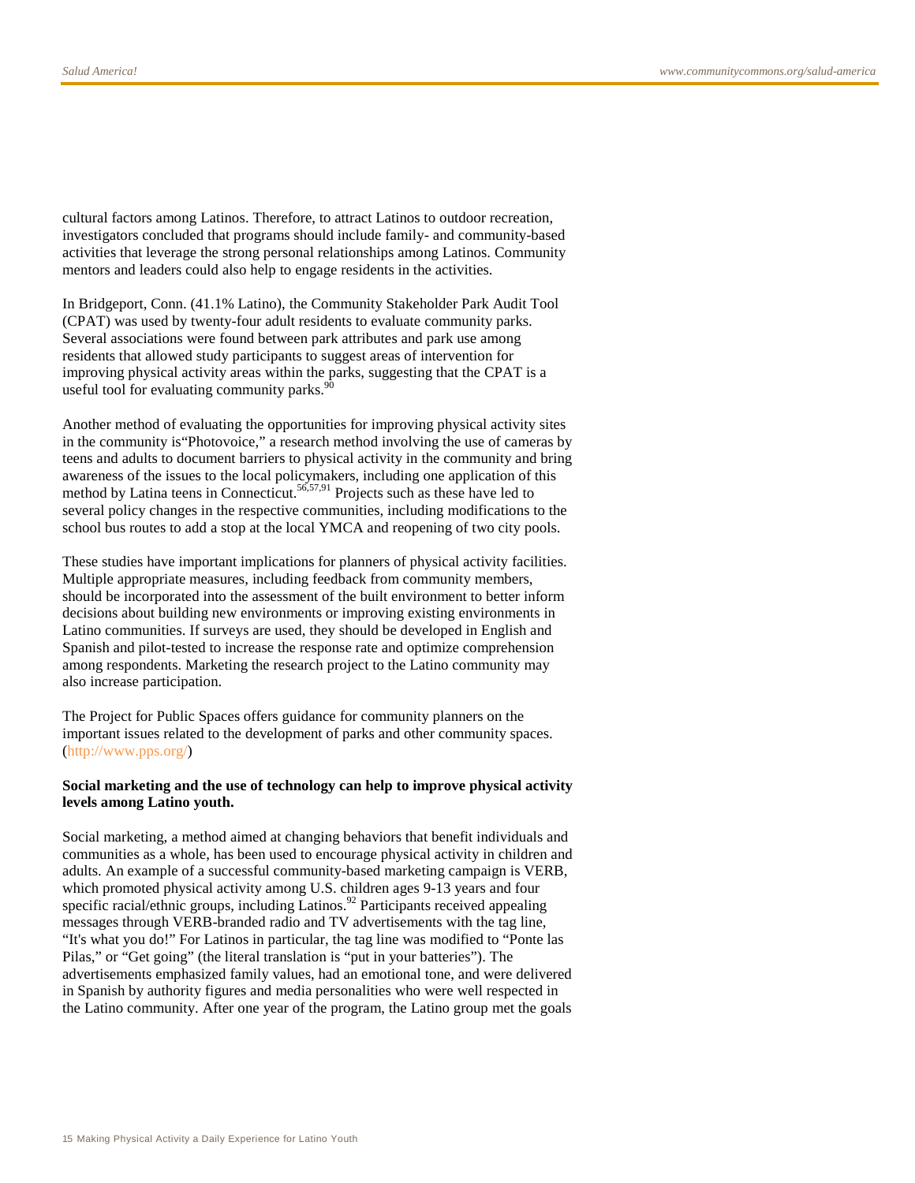cultural factors among Latinos. Therefore, to attract Latinos to outdoor recreation, investigators concluded that programs should include family- and community-based activities that leverage the strong personal relationships among Latinos. Community mentors and leaders could also help to engage residents in the activities.

In Bridgeport, Conn. (41.1% Latino), the Community Stakeholder Park Audit Tool (CPAT) was used by twenty-four adult residents to evaluate community parks. Several associations were found between park attributes and park use among residents that allowed study participants to suggest areas of intervention for improving physical activity areas within the parks, suggesting that the CPAT is a useful tool for evaluating community parks.[90]

Another method of evaluating the opportunities for improving physical activity sites in the community is"Photovoice," a research method involving the use of cameras by teens and adults to document barriers to physical activity in the community and bring awareness of the issues to the local policymakers, including one application of this method by Latina teens in Connecticut.[56,57,91] Projects such as these have led to several policy changes in the respective communities, including modifications to the school bus routes to add a stop at the local YMCA and reopening of two city pools.

These studies have important implications for planners of physical activity facilities. Multiple appropriate measures, including feedback from community members, should be incorporated into the assessment of the built environment to better inform decisions about building new environments or improving existing environments in Latino communities. If surveys are used, they should be developed in English and Spanish and pilot-tested to increase the response rate and optimize comprehension among respondents. Marketing the research project to the Latino community may also increase participation.

The Project for Public Spaces offers guidance for community planners on the important issues related to the development of parks and other community spaces. (http://www.pps.org/)

**Social marketing and the use of technology can help to improve physical activity levels among Latino youth.**

Social marketing, a method aimed at changing behaviors that benefit individuals and communities as a whole, has been used to encourage physical activity in children and adults. An example of a successful community-based marketing campaign is VERB, which promoted physical activity among U.S. children ages 9-13 years and four specific racial/ethnic groups, including Latinos.[92] Participants received appealing messages through VERB-branded radio and TV advertisements with the tag line, "It's what you do!" For Latinos in particular, the tag line was modified to "Ponte las Pilas," or "Get going" (the literal translation is "put in your batteries"). The advertisements emphasized family values, had an emotional tone, and were delivered in Spanish by authority figures and media personalities who were well respected in the Latino community. After one year of the program, the Latino group met the goals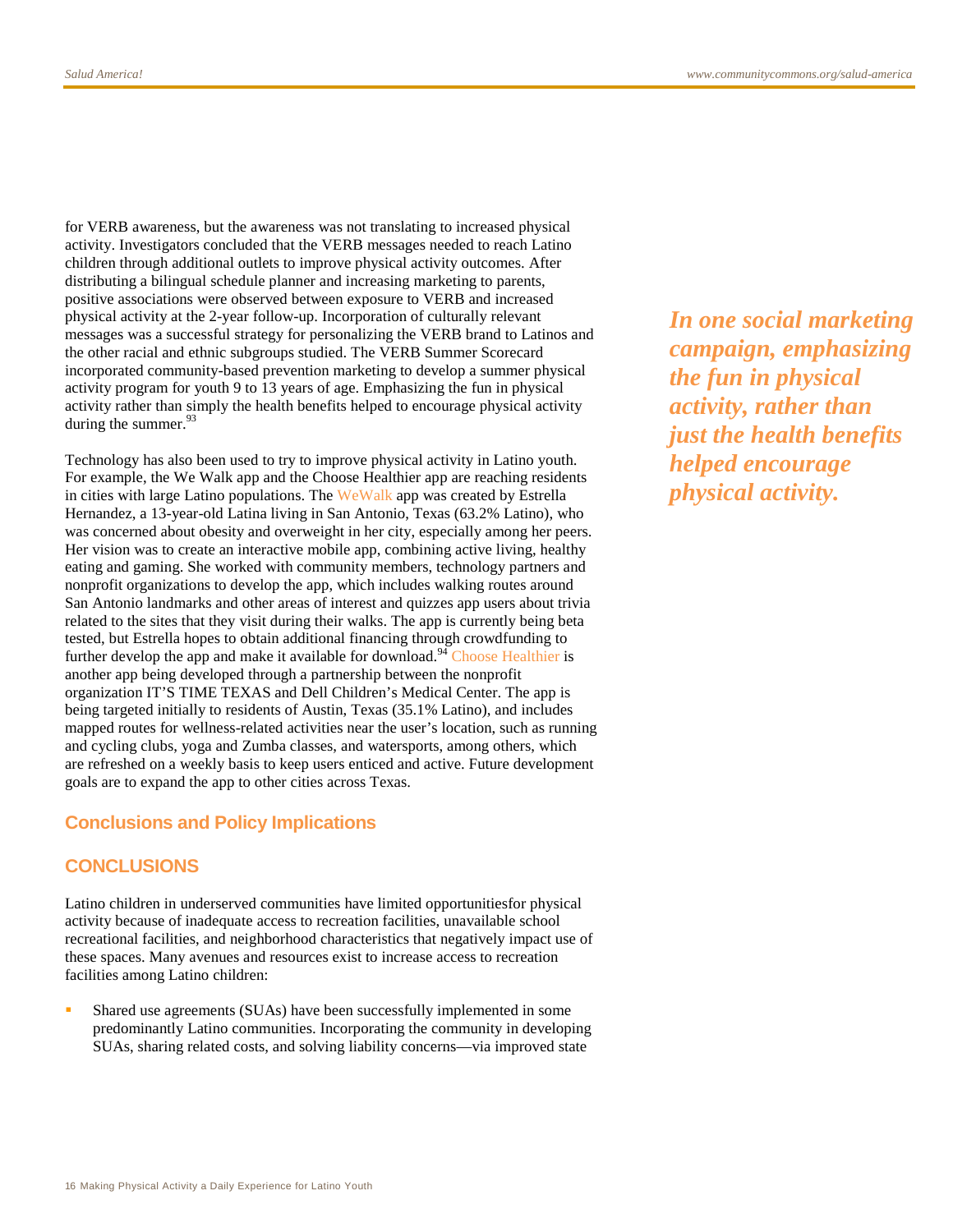for VERB awareness, but the awareness was not translating to increased physical activity. Investigators concluded that the VERB messages needed to reach Latino children through additional outlets to improve physical activity outcomes. After distributing a bilingual schedule planner and increasing marketing to parents, positive associations were observed between exposure to VERB and increased physical activity at the 2-year follow-up. Incorporation of culturally relevant messages was a successful strategy for personalizing the VERB brand to Latinos and the other racial and ethnic subgroups studied. The VERB Summer Scorecard incorporated community-based prevention marketing to develop a summer physical activity program for youth 9 to 13 years of age. Emphasizing the fun in physical activity rather than simply the health benefits helped to encourage physical activity during the summer.[93]

***In one social marketing campaign, emphasizing the fun in physical activity, rather than just the health benefits helped encourage physical activity.***

Technology has also been used to try to improve physical activity in Latino youth. For example, the We Walk app and the Choose Healthier app are reaching residents in cities with large Latino populations. The WeWalk app was created by Estrella Hernandez, a 13-year-old Latina living in San Antonio, Texas (63.2% Latino), who was concerned about obesity and overweight in her city, especially among her peers. Her vision was to create an interactive mobile app, combining active living, healthy eating and gaming. She worked with community members, technology partners and nonprofit organizations to develop the app, which includes walking routes around San Antonio landmarks and other areas of interest and quizzes app users about trivia related to the sites that they visit during their walks. The app is currently being beta tested, but Estrella hopes to obtain additional financing through crowdfunding to further develop the app and make it available for download.[94] Choose Healthier is another app being developed through a partnership between the nonprofit organization IT'S TIME TEXAS and Dell Children's Medical Center. The app is being targeted initially to residents of Austin, Texas (35.1% Latino), and includes mapped routes for wellness-related activities near the user's location, such as running and cycling clubs, yoga and Zumba classes, and watersports, among others, which are refreshed on a weekly basis to keep users enticed and active. Future development goals are to expand the app to other cities across Texas.

## Conclusions and Policy Implications

### CONCLUSIONS

Latino children in underserved communities have limited opportunitiesfor physical activity because of inadequate access to recreation facilities, unavailable school recreational facilities, and neighborhood characteristics that negatively impact use of these spaces. Many avenues and resources exist to increase access to recreation facilities among Latino children:

- Shared use agreements (SUAs) have been successfully implemented in some predominantly Latino communities. Incorporating the community in developing SUAs, sharing related costs, and solving liability concerns—via improved state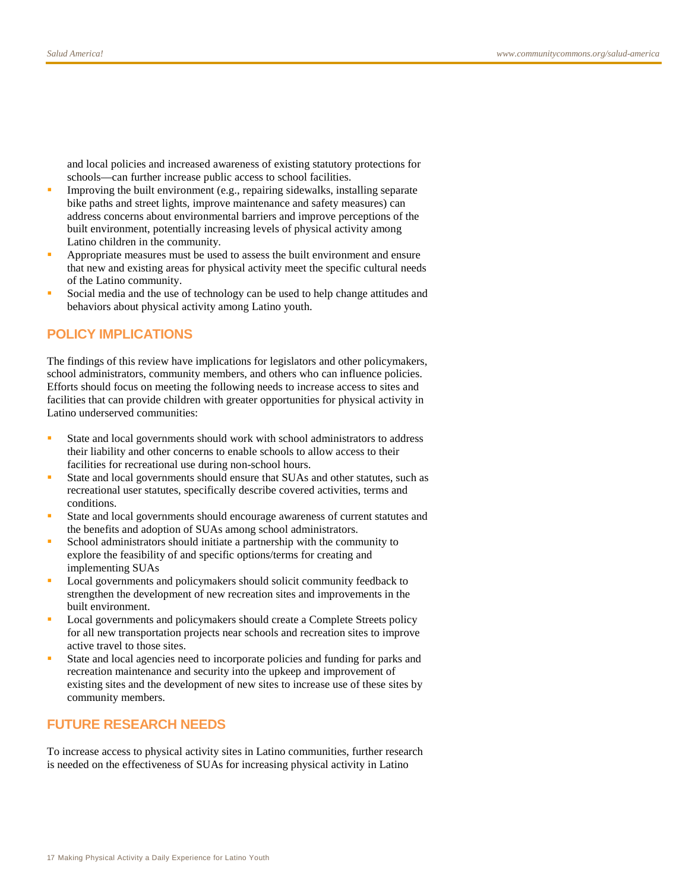and local policies and increased awareness of existing statutory protections for schools—can further increase public access to school facilities.

- Improving the built environment (e.g., repairing sidewalks, installing separate bike paths and street lights, improve maintenance and safety measures) can address concerns about environmental barriers and improve perceptions of the built environment, potentially increasing levels of physical activity among Latino children in the community.
- Appropriate measures must be used to assess the built environment and ensure that new and existing areas for physical activity meet the specific cultural needs of the Latino community.
- Social media and the use of technology can be used to help change attitudes and behaviors about physical activity among Latino youth.

## POLICY IMPLICATIONS

The findings of this review have implications for legislators and other policymakers, school administrators, community members, and others who can influence policies. Efforts should focus on meeting the following needs to increase access to sites and facilities that can provide children with greater opportunities for physical activity in Latino underserved communities:

- State and local governments should work with school administrators to address their liability and other concerns to enable schools to allow access to their facilities for recreational use during non-school hours.
- State and local governments should ensure that SUAs and other statutes, such as recreational user statutes, specifically describe covered activities, terms and conditions.
- State and local governments should encourage awareness of current statutes and the benefits and adoption of SUAs among school administrators.
- School administrators should initiate a partnership with the community to explore the feasibility of and specific options/terms for creating and implementing SUAs
- Local governments and policymakers should solicit community feedback to strengthen the development of new recreation sites and improvements in the built environment.
- Local governments and policymakers should create a Complete Streets policy for all new transportation projects near schools and recreation sites to improve active travel to those sites.
- State and local agencies need to incorporate policies and funding for parks and recreation maintenance and security into the upkeep and improvement of existing sites and the development of new sites to increase use of these sites by community members.

## FUTURE RESEARCH NEEDS

To increase access to physical activity sites in Latino communities, further research is needed on the effectiveness of SUAs for increasing physical activity in Latino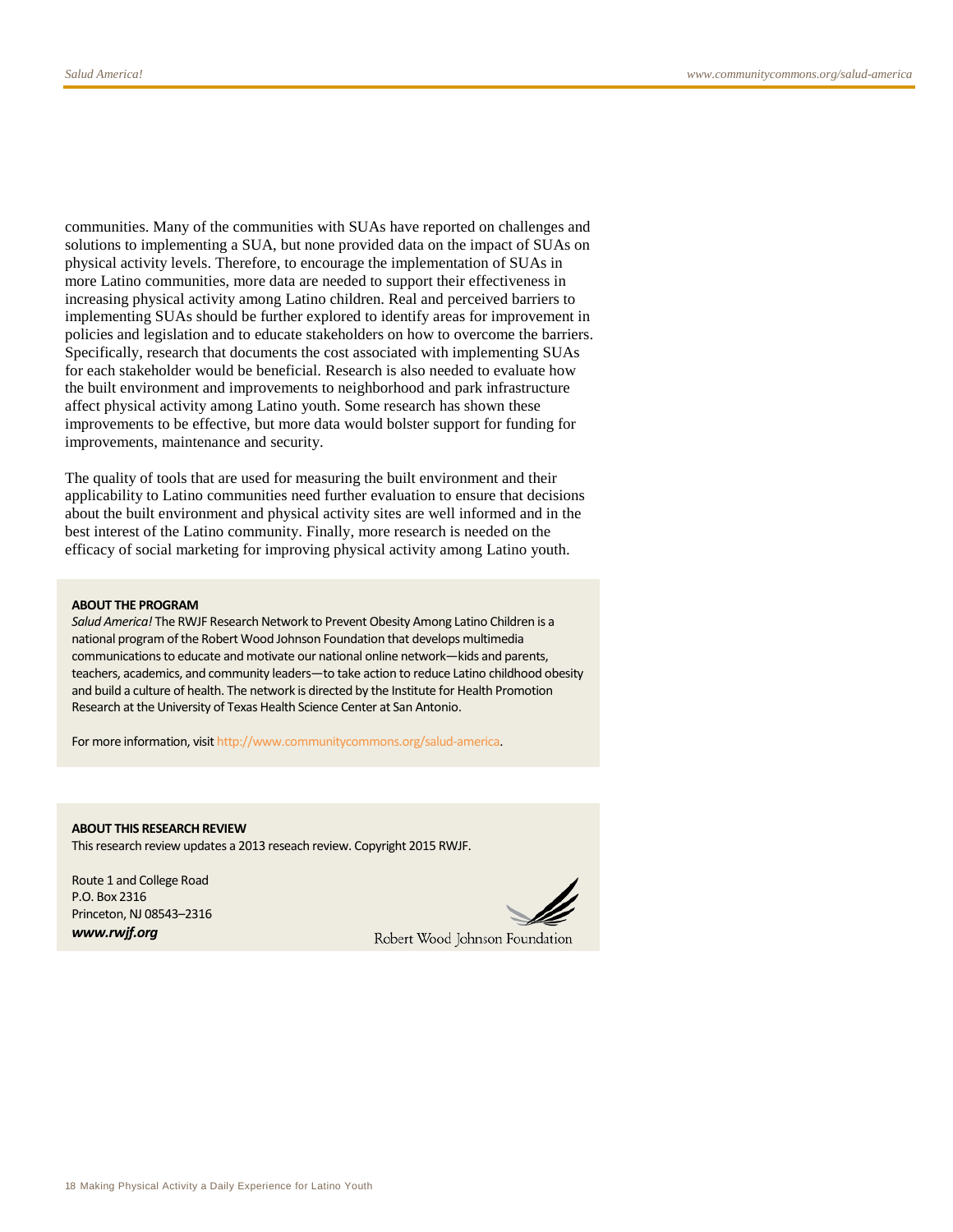communities. Many of the communities with SUAs have reported on challenges and solutions to implementing a SUA, but none provided data on the impact of SUAs on physical activity levels. Therefore, to encourage the implementation of SUAs in more Latino communities, more data are needed to support their effectiveness in increasing physical activity among Latino children. Real and perceived barriers to implementing SUAs should be further explored to identify areas for improvement in policies and legislation and to educate stakeholders on how to overcome the barriers. Specifically, research that documents the cost associated with implementing SUAs for each stakeholder would be beneficial. Research is also needed to evaluate how the built environment and improvements to neighborhood and park infrastructure affect physical activity among Latino youth. Some research has shown these improvements to be effective, but more data would bolster support for funding for improvements, maintenance and security.

The quality of tools that are used for measuring the built environment and their applicability to Latino communities need further evaluation to ensure that decisions about the built environment and physical activity sites are well informed and in the best interest of the Latino community. Finally, more research is needed on the efficacy of social marketing for improving physical activity among Latino youth.

**ABOUT THE PROGRAM**

*Salud America!* The RWJF Research Network to Prevent Obesity Among Latino Children is a national program of the Robert Wood Johnson Foundation that develops multimedia communications to educate and motivate our national online network—kids and parents, teachers, academics, and community leaders—to take action to reduce Latino childhood obesity and build a culture of health. The network is directed by the Institute for Health Promotion Research at the University of Texas Health Science Center at San Antonio.

For more information, visit http://www.communitycommons.org/salud-america.

**ABOUT THIS RESEARCH REVIEW**

This research review updates a 2013 reseach review. Copyright 2015 RWJF.

Route 1 and College Road
P.O. Box 2316
Princeton, NJ 08543–2316
***www.rwjf.org***

Robert Wood Johnson Foundation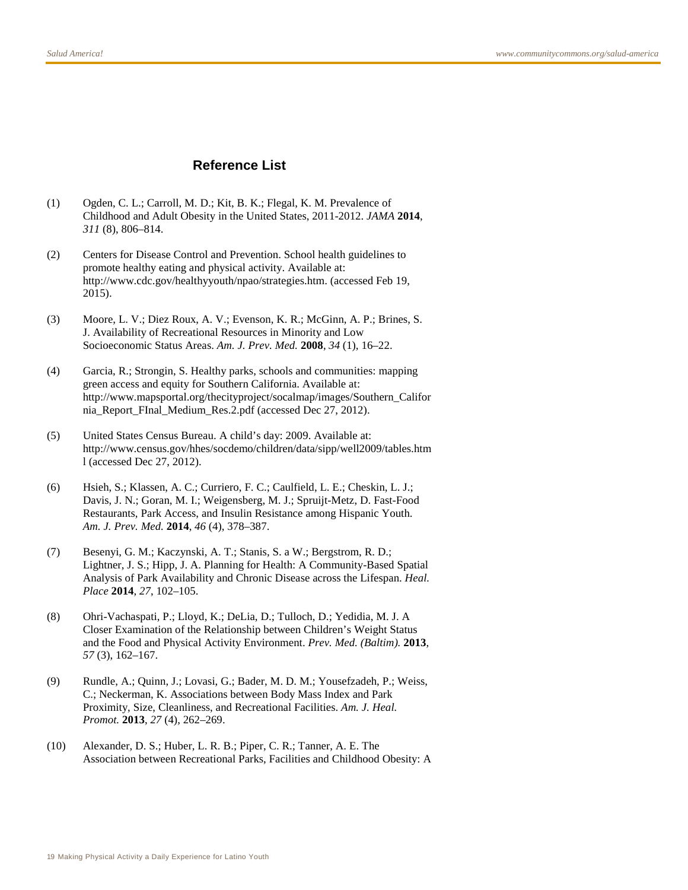## Reference List

(1) Ogden, C. L.; Carroll, M. D.; Kit, B. K.; Flegal, K. M. Prevalence of Childhood and Adult Obesity in the United States, 2011-2012. *JAMA* **2014**, *311* (8), 806–814.

(2) Centers for Disease Control and Prevention. School health guidelines to promote healthy eating and physical activity. Available at: http://www.cdc.gov/healthyyouth/npao/strategies.htm. (accessed Feb 19, 2015).

(3) Moore, L. V.; Diez Roux, A. V.; Evenson, K. R.; McGinn, A. P.; Brines, S. J. Availability of Recreational Resources in Minority and Low Socioeconomic Status Areas. *Am. J. Prev. Med.* **2008**, *34* (1), 16–22.

(4) Garcia, R.; Strongin, S. Healthy parks, schools and communities: mapping green access and equity for Southern California. Available at: http://www.mapsportal.org/thecityproject/socalmap/images/Southern_California_Report_FInal_Medium_Res.2.pdf (accessed Dec 27, 2012).

(5) United States Census Bureau. A child's day: 2009. Available at: http://www.census.gov/hhes/socdemo/children/data/sipp/well2009/tables.html (accessed Dec 27, 2012).

(6) Hsieh, S.; Klassen, A. C.; Curriero, F. C.; Caulfield, L. E.; Cheskin, L. J.; Davis, J. N.; Goran, M. I.; Weigensberg, M. J.; Spruijt-Metz, D. Fast-Food Restaurants, Park Access, and Insulin Resistance among Hispanic Youth. *Am. J. Prev. Med.* **2014**, *46* (4), 378–387.

(7) Besenyi, G. M.; Kaczynski, A. T.; Stanis, S. a W.; Bergstrom, R. D.; Lightner, J. S.; Hipp, J. A. Planning for Health: A Community-Based Spatial Analysis of Park Availability and Chronic Disease across the Lifespan. *Heal. Place* **2014**, *27*, 102–105.

(8) Ohri-Vachaspati, P.; Lloyd, K.; DeLia, D.; Tulloch, D.; Yedidia, M. J. A Closer Examination of the Relationship between Children's Weight Status and the Food and Physical Activity Environment. *Prev. Med. (Baltim).* **2013**, *57* (3), 162–167.

(9) Rundle, A.; Quinn, J.; Lovasi, G.; Bader, M. D. M.; Yousefzadeh, P.; Weiss, C.; Neckerman, K. Associations between Body Mass Index and Park Proximity, Size, Cleanliness, and Recreational Facilities. *Am. J. Heal. Promot.* **2013**, *27* (4), 262–269.

(10) Alexander, D. S.; Huber, L. R. B.; Piper, C. R.; Tanner, A. E. The Association between Recreational Parks, Facilities and Childhood Obesity: A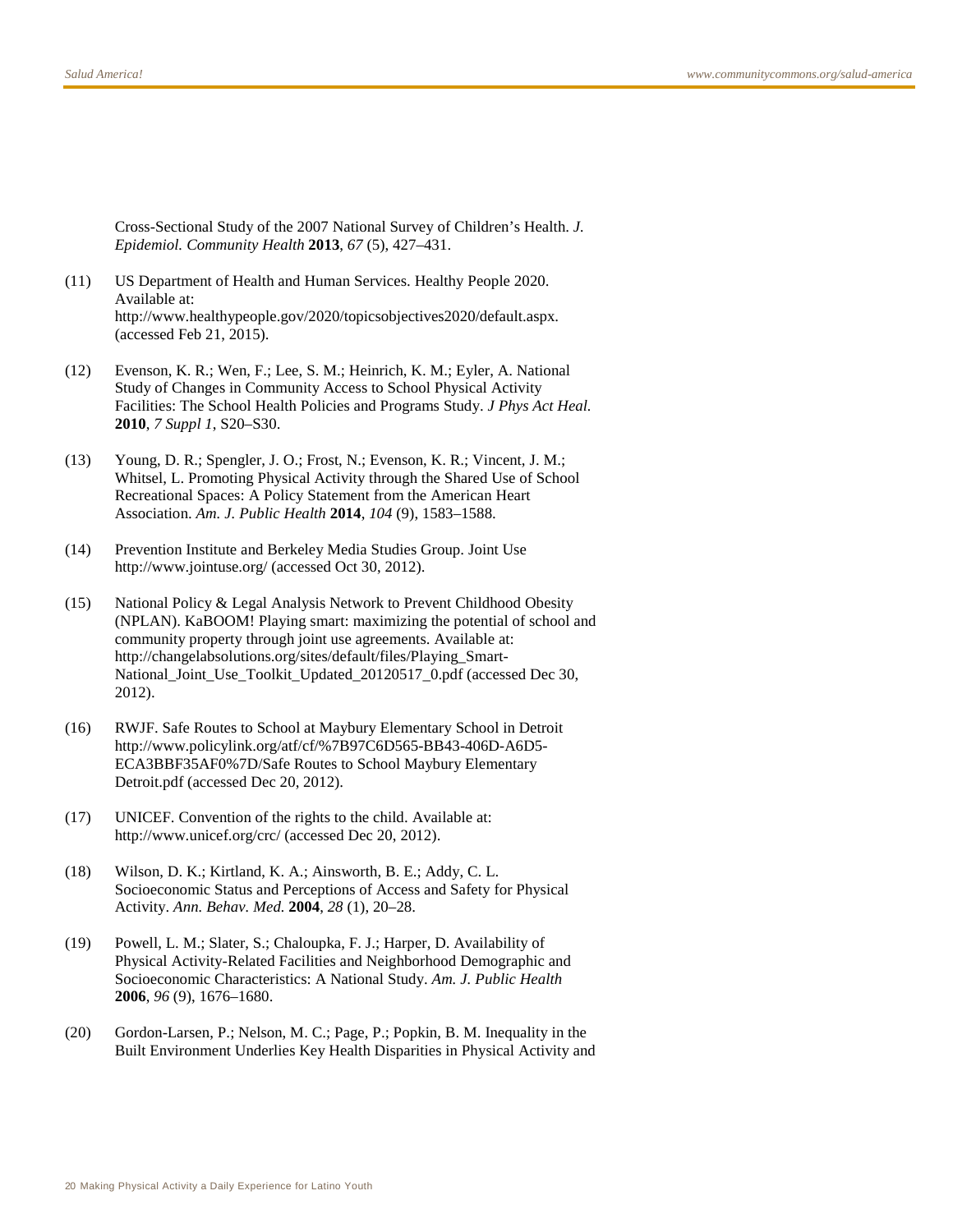Cross-Sectional Study of the 2007 National Survey of Children's Health. *J. Epidemiol. Community Health* **2013**, *67* (5), 427–431.

(11) US Department of Health and Human Services. Healthy People 2020. Available at: http://www.healthypeople.gov/2020/topicsobjectives2020/default.aspx. (accessed Feb 21, 2015).

(12) Evenson, K. R.; Wen, F.; Lee, S. M.; Heinrich, K. M.; Eyler, A. National Study of Changes in Community Access to School Physical Activity Facilities: The School Health Policies and Programs Study. *J Phys Act Heal.* **2010**, *7 Suppl 1*, S20–S30.

(13) Young, D. R.; Spengler, J. O.; Frost, N.; Evenson, K. R.; Vincent, J. M.; Whitsel, L. Promoting Physical Activity through the Shared Use of School Recreational Spaces: A Policy Statement from the American Heart Association. *Am. J. Public Health* **2014**, *104* (9), 1583–1588.

(14) Prevention Institute and Berkeley Media Studies Group. Joint Use http://www.jointuse.org/ (accessed Oct 30, 2012).

(15) National Policy & Legal Analysis Network to Prevent Childhood Obesity (NPLAN). KaBOOM! Playing smart: maximizing the potential of school and community property through joint use agreements. Available at: http://changelabsolutions.org/sites/default/files/Playing_Smart-National_Joint_Use_Toolkit_Updated_20120517_0.pdf (accessed Dec 30, 2012).

(16) RWJF. Safe Routes to School at Maybury Elementary School in Detroit http://www.policylink.org/atf/cf/%7B97C6D565-BB43-406D-A6D5-ECA3BBF35AF0%7D/Safe Routes to School Maybury Elementary Detroit.pdf (accessed Dec 20, 2012).

(17) UNICEF. Convention of the rights to the child. Available at: http://www.unicef.org/crc/ (accessed Dec 20, 2012).

(18) Wilson, D. K.; Kirtland, K. A.; Ainsworth, B. E.; Addy, C. L. Socioeconomic Status and Perceptions of Access and Safety for Physical Activity. *Ann. Behav. Med.* **2004**, *28* (1), 20–28.

(19) Powell, L. M.; Slater, S.; Chaloupka, F. J.; Harper, D. Availability of Physical Activity-Related Facilities and Neighborhood Demographic and Socioeconomic Characteristics: A National Study. *Am. J. Public Health* **2006**, *96* (9), 1676–1680.

(20) Gordon-Larsen, P.; Nelson, M. C.; Page, P.; Popkin, B. M. Inequality in the Built Environment Underlies Key Health Disparities in Physical Activity and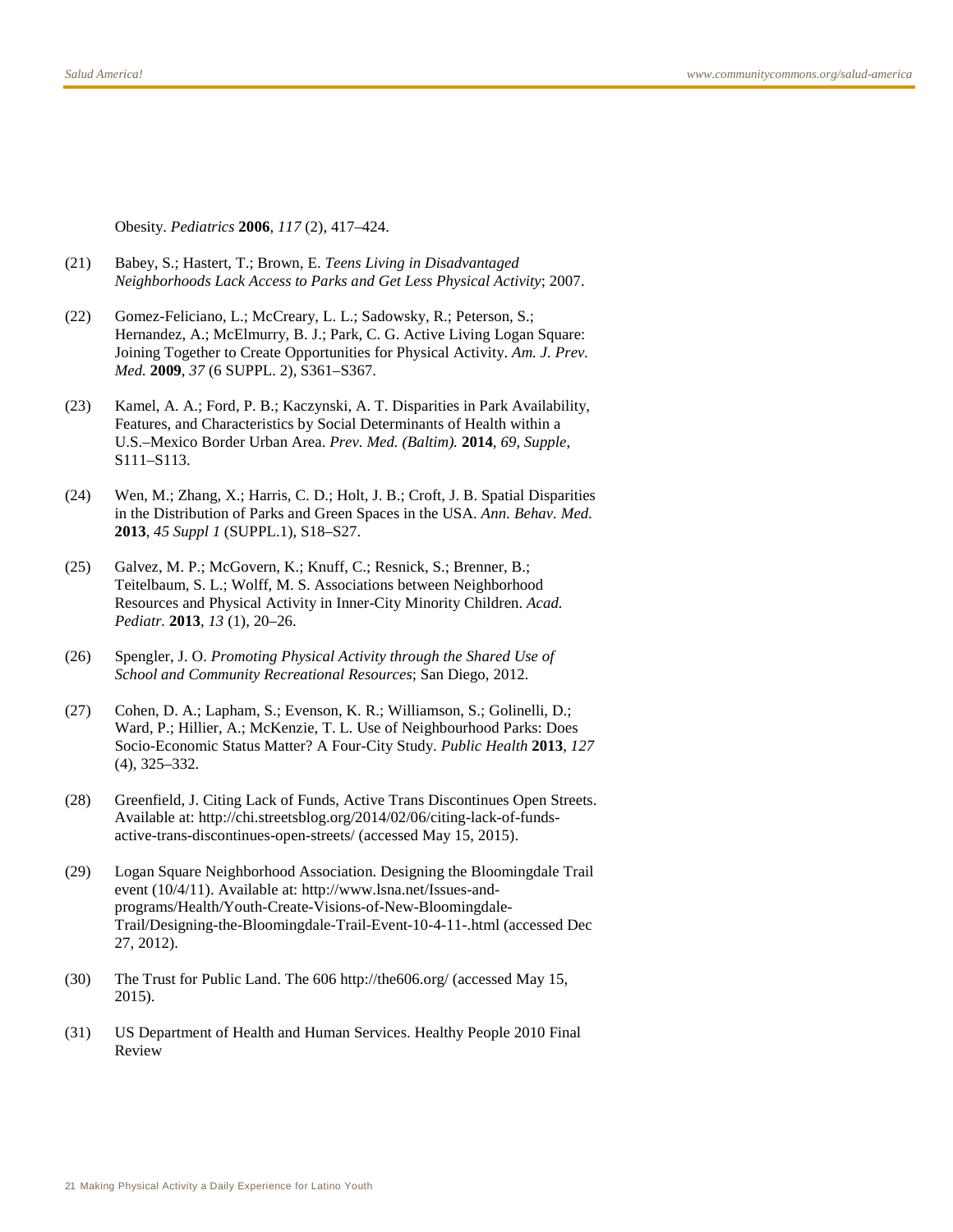Obesity. *Pediatrics* **2006**, *117* (2), 417–424.

(21) Babey, S.; Hastert, T.; Brown, E. *Teens Living in Disadvantaged Neighborhoods Lack Access to Parks and Get Less Physical Activity*; 2007.

(22) Gomez-Feliciano, L.; McCreary, L. L.; Sadowsky, R.; Peterson, S.; Hernandez, A.; McElmurry, B. J.; Park, C. G. Active Living Logan Square: Joining Together to Create Opportunities for Physical Activity. *Am. J. Prev. Med.* **2009**, *37* (6 SUPPL. 2), S361–S367.

(23) Kamel, A. A.; Ford, P. B.; Kaczynski, A. T. Disparities in Park Availability, Features, and Characteristics by Social Determinants of Health within a U.S.–Mexico Border Urban Area. *Prev. Med. (Baltim).* **2014**, *69, Supple*, S111–S113.

(24) Wen, M.; Zhang, X.; Harris, C. D.; Holt, J. B.; Croft, J. B. Spatial Disparities in the Distribution of Parks and Green Spaces in the USA. *Ann. Behav. Med.* **2013**, *45 Suppl 1* (SUPPL.1), S18–S27.

(25) Galvez, M. P.; McGovern, K.; Knuff, C.; Resnick, S.; Brenner, B.; Teitelbaum, S. L.; Wolff, M. S. Associations between Neighborhood Resources and Physical Activity in Inner-City Minority Children. *Acad. Pediatr.* **2013**, *13* (1), 20–26.

(26) Spengler, J. O. *Promoting Physical Activity through the Shared Use of School and Community Recreational Resources*; San Diego, 2012.

(27) Cohen, D. A.; Lapham, S.; Evenson, K. R.; Williamson, S.; Golinelli, D.; Ward, P.; Hillier, A.; McKenzie, T. L. Use of Neighbourhood Parks: Does Socio-Economic Status Matter? A Four-City Study. *Public Health* **2013**, *127* (4), 325–332.

(28) Greenfield, J. Citing Lack of Funds, Active Trans Discontinues Open Streets. Available at: http://chi.streetsblog.org/2014/02/06/citing-lack-of-funds-active-trans-discontinues-open-streets/ (accessed May 15, 2015).

(29) Logan Square Neighborhood Association. Designing the Bloomingdale Trail event (10/4/11). Available at: http://www.lsna.net/Issues-and-programs/Health/Youth-Create-Visions-of-New-Bloomingdale-Trail/Designing-the-Bloomingdale-Trail-Event-10-4-11-.html (accessed Dec 27, 2012).

(30) The Trust for Public Land. The 606 http://the606.org/ (accessed May 15, 2015).

(31) US Department of Health and Human Services. Healthy People 2010 Final Review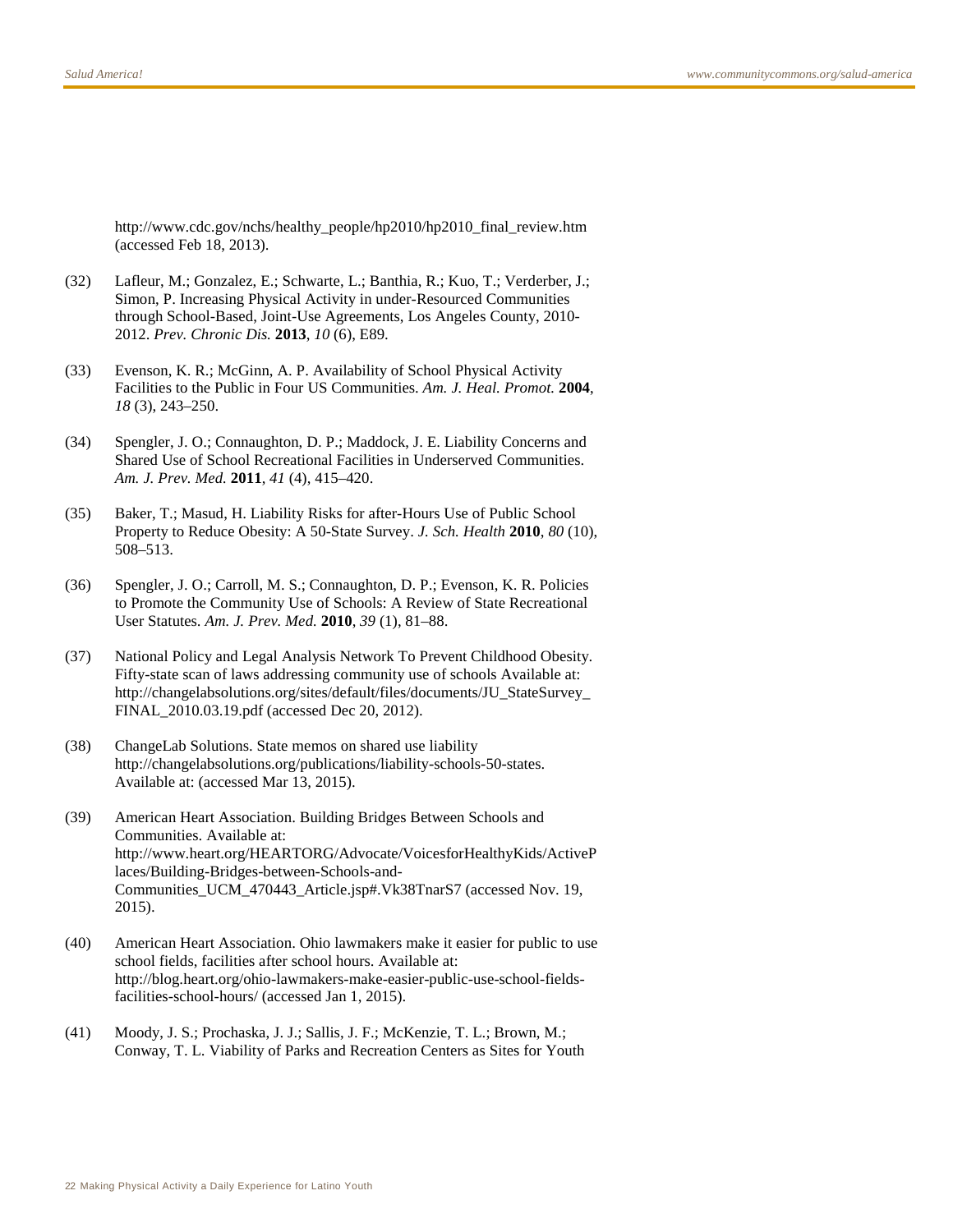http://www.cdc.gov/nchs/healthy_people/hp2010/hp2010_final_review.htm (accessed Feb 18, 2013).

(32) Lafleur, M.; Gonzalez, E.; Schwarte, L.; Banthia, R.; Kuo, T.; Verderber, J.; Simon, P. Increasing Physical Activity in under-Resourced Communities through School-Based, Joint-Use Agreements, Los Angeles County, 2010-2012. *Prev. Chronic Dis.* **2013**, *10* (6), E89.

(33) Evenson, K. R.; McGinn, A. P. Availability of School Physical Activity Facilities to the Public in Four US Communities. *Am. J. Heal. Promot.* **2004**, *18* (3), 243–250.

(34) Spengler, J. O.; Connaughton, D. P.; Maddock, J. E. Liability Concerns and Shared Use of School Recreational Facilities in Underserved Communities. *Am. J. Prev. Med.* **2011**, *41* (4), 415–420.

(35) Baker, T.; Masud, H. Liability Risks for after-Hours Use of Public School Property to Reduce Obesity: A 50-State Survey. *J. Sch. Health* **2010**, *80* (10), 508–513.

(36) Spengler, J. O.; Carroll, M. S.; Connaughton, D. P.; Evenson, K. R. Policies to Promote the Community Use of Schools: A Review of State Recreational User Statutes. *Am. J. Prev. Med.* **2010**, *39* (1), 81–88.

(37) National Policy and Legal Analysis Network To Prevent Childhood Obesity. Fifty-state scan of laws addressing community use of schools Available at: http://changelabsolutions.org/sites/default/files/documents/JU_StateSurvey_FINAL_2010.03.19.pdf (accessed Dec 20, 2012).

(38) ChangeLab Solutions. State memos on shared use liability http://changelabsolutions.org/publications/liability-schools-50-states. Available at: (accessed Mar 13, 2015).

(39) American Heart Association. Building Bridges Between Schools and Communities. Available at: http://www.heart.org/HEARTORG/Advocate/VoicesforHealthyKids/ActivePlaces/Building-Bridges-between-Schools-and-Communities_UCM_470443_Article.jsp#.Vk38TnarS7 (accessed Nov. 19, 2015).

(40) American Heart Association. Ohio lawmakers make it easier for public to use school fields, facilities after school hours. Available at: http://blog.heart.org/ohio-lawmakers-make-easier-public-use-school-fields-facilities-school-hours/ (accessed Jan 1, 2015).

(41) Moody, J. S.; Prochaska, J. J.; Sallis, J. F.; McKenzie, T. L.; Brown, M.; Conway, T. L. Viability of Parks and Recreation Centers as Sites for Youth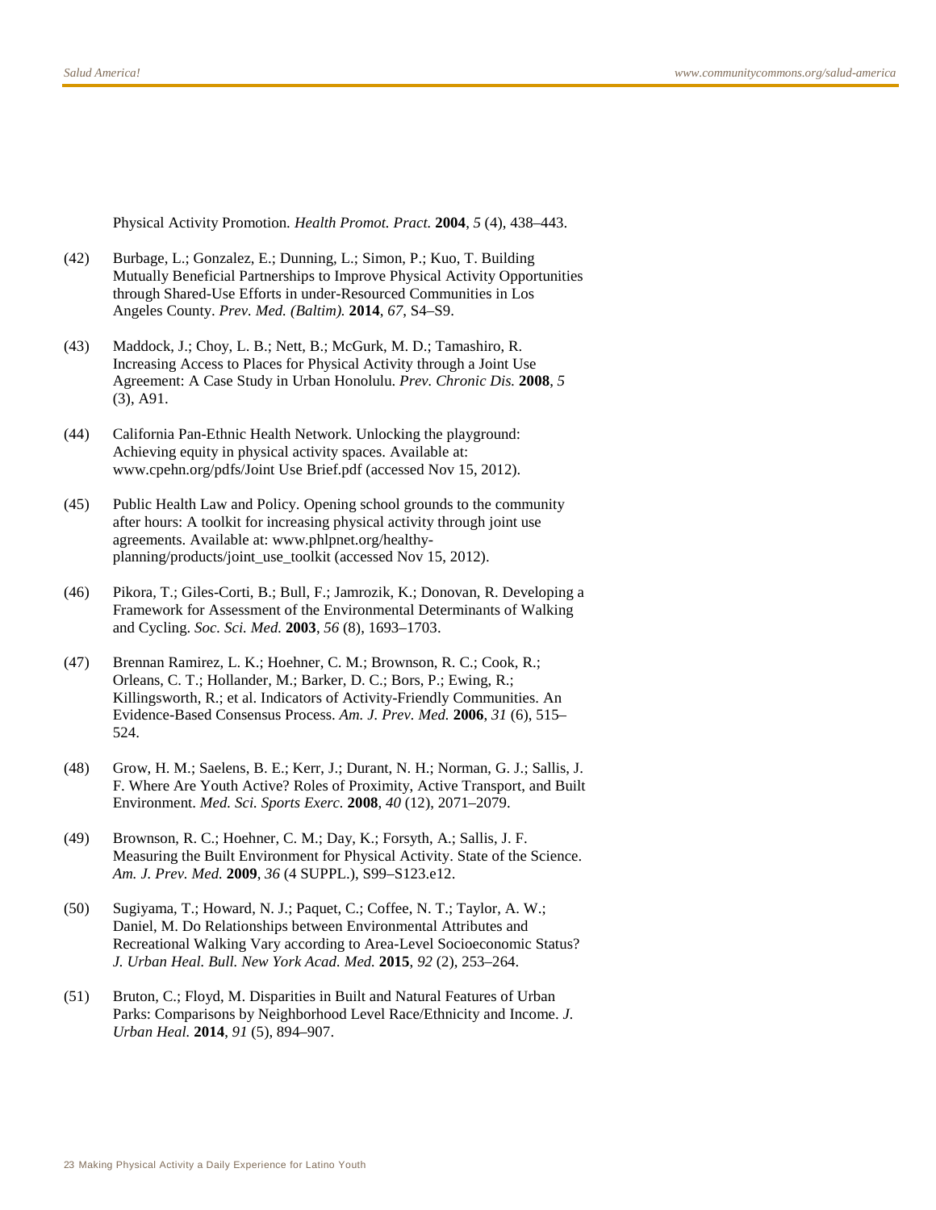Physical Activity Promotion. *Health Promot. Pract.* **2004**, *5* (4), 438–443.

(42) Burbage, L.; Gonzalez, E.; Dunning, L.; Simon, P.; Kuo, T. Building Mutually Beneficial Partnerships to Improve Physical Activity Opportunities through Shared-Use Efforts in under-Resourced Communities in Los Angeles County. *Prev. Med. (Baltim).* **2014**, *67*, S4–S9.

(43) Maddock, J.; Choy, L. B.; Nett, B.; McGurk, M. D.; Tamashiro, R. Increasing Access to Places for Physical Activity through a Joint Use Agreement: A Case Study in Urban Honolulu. *Prev. Chronic Dis.* **2008**, *5* (3), A91.

(44) California Pan-Ethnic Health Network. Unlocking the playground: Achieving equity in physical activity spaces. Available at: www.cpehn.org/pdfs/Joint Use Brief.pdf (accessed Nov 15, 2012).

(45) Public Health Law and Policy. Opening school grounds to the community after hours: A toolkit for increasing physical activity through joint use agreements. Available at: www.phlpnet.org/healthy-planning/products/joint_use_toolkit (accessed Nov 15, 2012).

(46) Pikora, T.; Giles-Corti, B.; Bull, F.; Jamrozik, K.; Donovan, R. Developing a Framework for Assessment of the Environmental Determinants of Walking and Cycling. *Soc. Sci. Med.* **2003**, *56* (8), 1693–1703.

(47) Brennan Ramirez, L. K.; Hoehner, C. M.; Brownson, R. C.; Cook, R.; Orleans, C. T.; Hollander, M.; Barker, D. C.; Bors, P.; Ewing, R.; Killingsworth, R.; et al. Indicators of Activity-Friendly Communities. An Evidence-Based Consensus Process. *Am. J. Prev. Med.* **2006**, *31* (6), 515–524.

(48) Grow, H. M.; Saelens, B. E.; Kerr, J.; Durant, N. H.; Norman, G. J.; Sallis, J. F. Where Are Youth Active? Roles of Proximity, Active Transport, and Built Environment. *Med. Sci. Sports Exerc.* **2008**, *40* (12), 2071–2079.

(49) Brownson, R. C.; Hoehner, C. M.; Day, K.; Forsyth, A.; Sallis, J. F. Measuring the Built Environment for Physical Activity. State of the Science. *Am. J. Prev. Med.* **2009**, *36* (4 SUPPL.), S99–S123.e12.

(50) Sugiyama, T.; Howard, N. J.; Paquet, C.; Coffee, N. T.; Taylor, A. W.; Daniel, M. Do Relationships between Environmental Attributes and Recreational Walking Vary according to Area-Level Socioeconomic Status? *J. Urban Heal. Bull. New York Acad. Med.* **2015**, *92* (2), 253–264.

(51) Bruton, C.; Floyd, M. Disparities in Built and Natural Features of Urban Parks: Comparisons by Neighborhood Level Race/Ethnicity and Income. *J. Urban Heal.* **2014**, *91* (5), 894–907.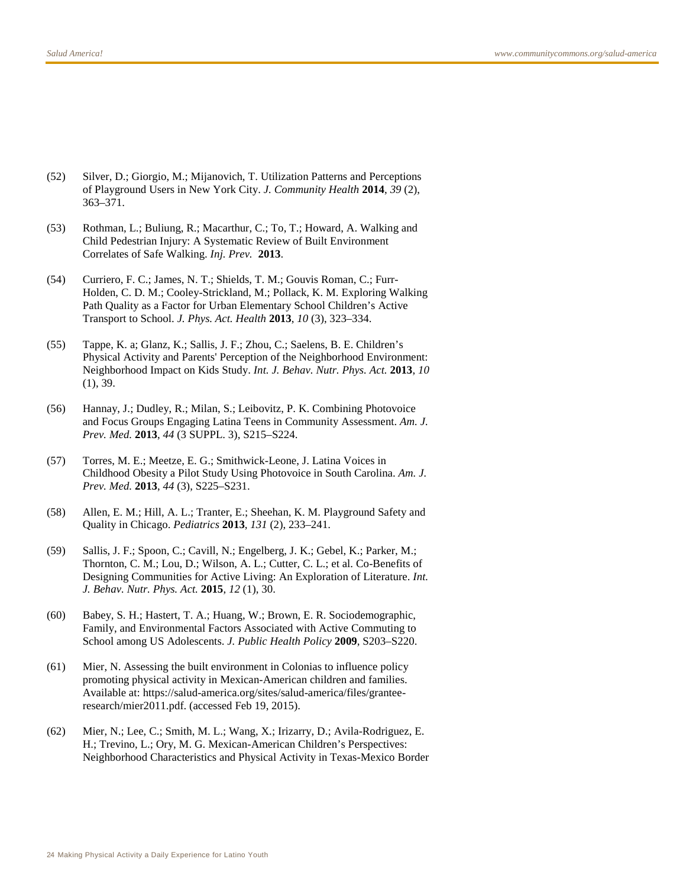(52) Silver, D.; Giorgio, M.; Mijanovich, T. Utilization Patterns and Perceptions of Playground Users in New York City. *J. Community Health* **2014**, *39* (2), 363–371.

(53) Rothman, L.; Buliung, R.; Macarthur, C.; To, T.; Howard, A. Walking and Child Pedestrian Injury: A Systematic Review of Built Environment Correlates of Safe Walking. *Inj. Prev.* **2013**.

(54) Curriero, F. C.; James, N. T.; Shields, T. M.; Gouvis Roman, C.; Furr-Holden, C. D. M.; Cooley-Strickland, M.; Pollack, K. M. Exploring Walking Path Quality as a Factor for Urban Elementary School Children's Active Transport to School. *J. Phys. Act. Health* **2013**, *10* (3), 323–334.

(55) Tappe, K. a; Glanz, K.; Sallis, J. F.; Zhou, C.; Saelens, B. E. Children's Physical Activity and Parents' Perception of the Neighborhood Environment: Neighborhood Impact on Kids Study. *Int. J. Behav. Nutr. Phys. Act.* **2013**, *10* (1), 39.

(56) Hannay, J.; Dudley, R.; Milan, S.; Leibovitz, P. K. Combining Photovoice and Focus Groups Engaging Latina Teens in Community Assessment. *Am. J. Prev. Med.* **2013**, *44* (3 SUPPL. 3), S215–S224.

(57) Torres, M. E.; Meetze, E. G.; Smithwick-Leone, J. Latina Voices in Childhood Obesity a Pilot Study Using Photovoice in South Carolina. *Am. J. Prev. Med.* **2013**, *44* (3), S225–S231.

(58) Allen, E. M.; Hill, A. L.; Tranter, E.; Sheehan, K. M. Playground Safety and Quality in Chicago. *Pediatrics* **2013**, *131* (2), 233–241.

(59) Sallis, J. F.; Spoon, C.; Cavill, N.; Engelberg, J. K.; Gebel, K.; Parker, M.; Thornton, C. M.; Lou, D.; Wilson, A. L.; Cutter, C. L.; et al. Co-Benefits of Designing Communities for Active Living: An Exploration of Literature. *Int. J. Behav. Nutr. Phys. Act.* **2015**, *12* (1), 30.

(60) Babey, S. H.; Hastert, T. A.; Huang, W.; Brown, E. R. Sociodemographic, Family, and Environmental Factors Associated with Active Commuting to School among US Adolescents. *J. Public Health Policy* **2009**, S203–S220.

(61) Mier, N. Assessing the built environment in Colonias to influence policy promoting physical activity in Mexican-American children and families. Available at: https://salud-america.org/sites/salud-america/files/grantee-research/mier2011.pdf. (accessed Feb 19, 2015).

(62) Mier, N.; Lee, C.; Smith, M. L.; Wang, X.; Irizarry, D.; Avila-Rodriguez, E. H.; Trevino, L.; Ory, M. G. Mexican-American Children's Perspectives: Neighborhood Characteristics and Physical Activity in Texas-Mexico Border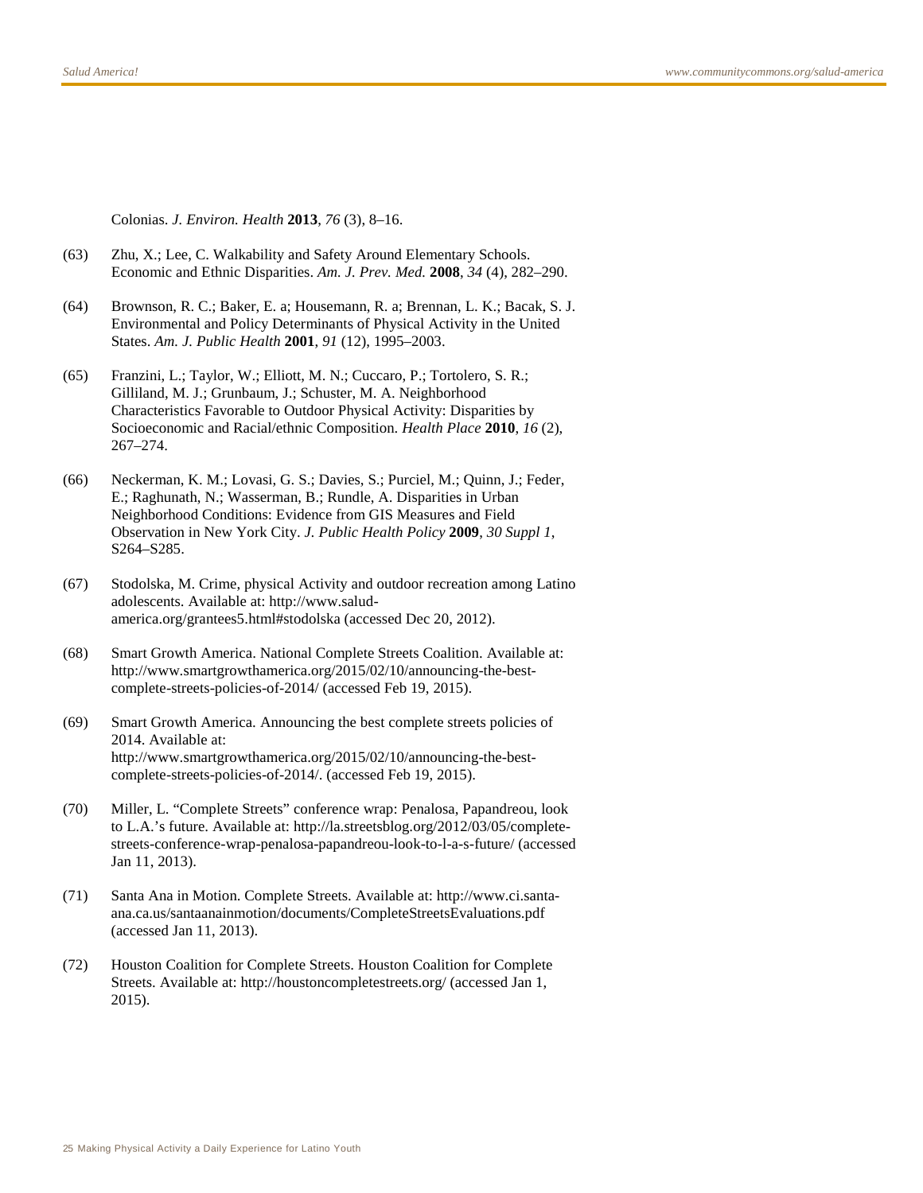Colonias. *J. Environ. Health* **2013**, *76* (3), 8–16.

(63) Zhu, X.; Lee, C. Walkability and Safety Around Elementary Schools. Economic and Ethnic Disparities. *Am. J. Prev. Med.* **2008**, *34* (4), 282–290.

(64) Brownson, R. C.; Baker, E. a; Housemann, R. a; Brennan, L. K.; Bacak, S. J. Environmental and Policy Determinants of Physical Activity in the United States. *Am. J. Public Health* **2001**, *91* (12), 1995–2003.

(65) Franzini, L.; Taylor, W.; Elliott, M. N.; Cuccaro, P.; Tortolero, S. R.; Gilliland, M. J.; Grunbaum, J.; Schuster, M. A. Neighborhood Characteristics Favorable to Outdoor Physical Activity: Disparities by Socioeconomic and Racial/ethnic Composition. *Health Place* **2010**, *16* (2), 267–274.

(66) Neckerman, K. M.; Lovasi, G. S.; Davies, S.; Purciel, M.; Quinn, J.; Feder, E.; Raghunath, N.; Wasserman, B.; Rundle, A. Disparities in Urban Neighborhood Conditions: Evidence from GIS Measures and Field Observation in New York City. *J. Public Health Policy* **2009**, *30 Suppl 1*, S264–S285.

(67) Stodolska, M. Crime, physical Activity and outdoor recreation among Latino adolescents. Available at: http://www.salud-america.org/grantees5.html#stodolska (accessed Dec 20, 2012).

(68) Smart Growth America. National Complete Streets Coalition. Available at: http://www.smartgrowthamerica.org/2015/02/10/announcing-the-best-complete-streets-policies-of-2014/ (accessed Feb 19, 2015).

(69) Smart Growth America. Announcing the best complete streets policies of 2014. Available at: http://www.smartgrowthamerica.org/2015/02/10/announcing-the-best-complete-streets-policies-of-2014/. (accessed Feb 19, 2015).

(70) Miller, L. "Complete Streets" conference wrap: Penalosa, Papandreou, look to L.A.'s future. Available at: http://la.streetsblog.org/2012/03/05/complete-streets-conference-wrap-penalosa-papandreou-look-to-l-a-s-future/ (accessed Jan 11, 2013).

(71) Santa Ana in Motion. Complete Streets. Available at: http://www.ci.santa-ana.ca.us/santaanainmotion/documents/CompleteStreetsEvaluations.pdf (accessed Jan 11, 2013).

(72) Houston Coalition for Complete Streets. Houston Coalition for Complete Streets. Available at: http://houstoncompletestreets.org/ (accessed Jan 1, 2015).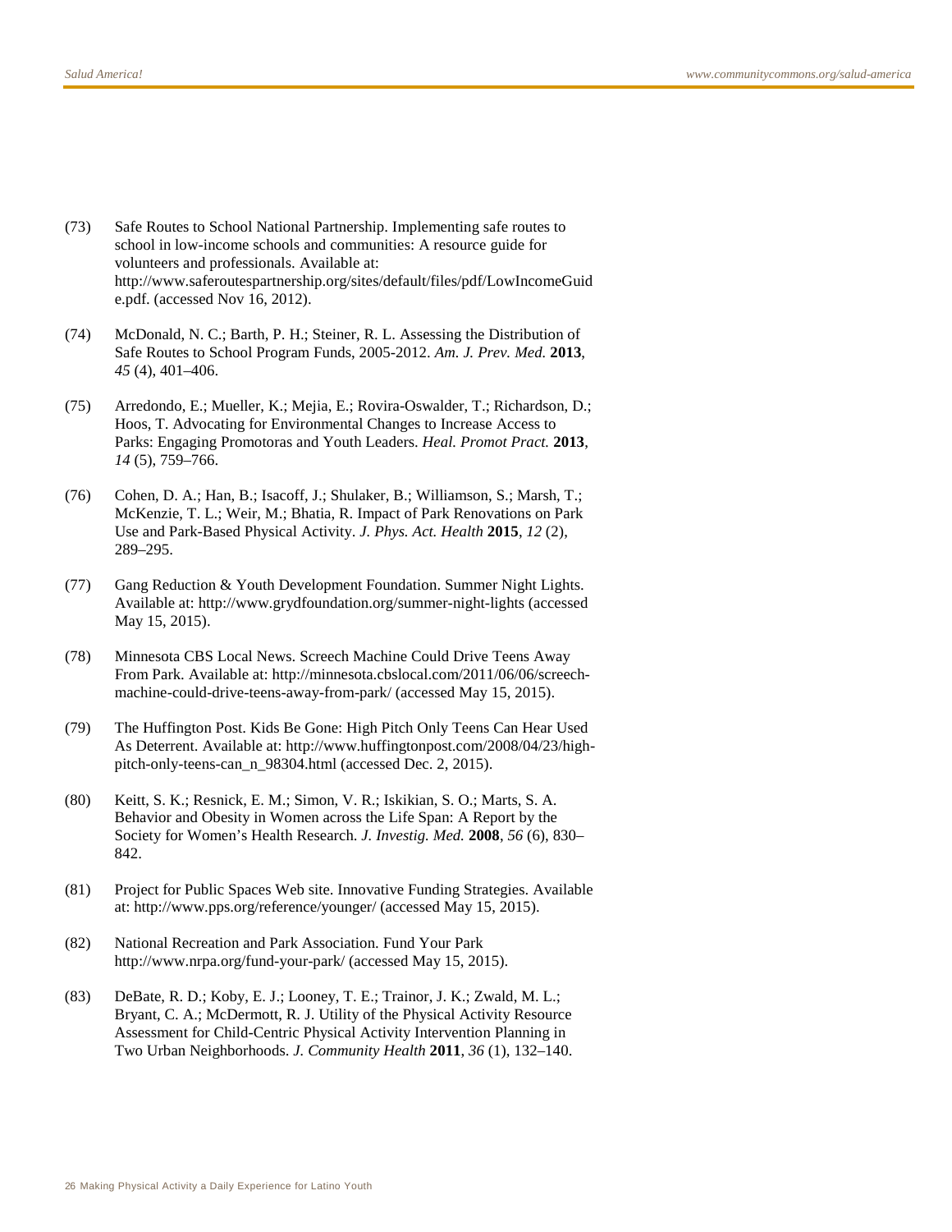(73) Safe Routes to School National Partnership. Implementing safe routes to school in low-income schools and communities: A resource guide for volunteers and professionals. Available at: http://www.saferoutespartnership.org/sites/default/files/pdf/LowIncomeGuide.pdf. (accessed Nov 16, 2012).

(74) McDonald, N. C.; Barth, P. H.; Steiner, R. L. Assessing the Distribution of Safe Routes to School Program Funds, 2005-2012. *Am. J. Prev. Med.* **2013**, *45* (4), 401–406.

(75) Arredondo, E.; Mueller, K.; Mejia, E.; Rovira-Oswalder, T.; Richardson, D.; Hoos, T. Advocating for Environmental Changes to Increase Access to Parks: Engaging Promotoras and Youth Leaders. *Heal. Promot Pract.* **2013**, *14* (5), 759–766.

(76) Cohen, D. A.; Han, B.; Isacoff, J.; Shulaker, B.; Williamson, S.; Marsh, T.; McKenzie, T. L.; Weir, M.; Bhatia, R. Impact of Park Renovations on Park Use and Park-Based Physical Activity. *J. Phys. Act. Health* **2015**, *12* (2), 289–295.

(77) Gang Reduction & Youth Development Foundation. Summer Night Lights. Available at: http://www.grydfoundation.org/summer-night-lights (accessed May 15, 2015).

(78) Minnesota CBS Local News. Screech Machine Could Drive Teens Away From Park. Available at: http://minnesota.cbslocal.com/2011/06/06/screech-machine-could-drive-teens-away-from-park/ (accessed May 15, 2015).

(79) The Huffington Post. Kids Be Gone: High Pitch Only Teens Can Hear Used As Deterrent. Available at: http://www.huffingtonpost.com/2008/04/23/high-pitch-only-teens-can_n_98304.html (accessed Dec. 2, 2015).

(80) Keitt, S. K.; Resnick, E. M.; Simon, V. R.; Iskikian, S. O.; Marts, S. A. Behavior and Obesity in Women across the Life Span: A Report by the Society for Women's Health Research. *J. Investig. Med.* **2008**, *56* (6), 830–842.

(81) Project for Public Spaces Web site. Innovative Funding Strategies. Available at: http://www.pps.org/reference/younger/ (accessed May 15, 2015).

(82) National Recreation and Park Association. Fund Your Park http://www.nrpa.org/fund-your-park/ (accessed May 15, 2015).

(83) DeBate, R. D.; Koby, E. J.; Looney, T. E.; Trainor, J. K.; Zwald, M. L.; Bryant, C. A.; McDermott, R. J. Utility of the Physical Activity Resource Assessment for Child-Centric Physical Activity Intervention Planning in Two Urban Neighborhoods. *J. Community Health* **2011**, *36* (1), 132–140.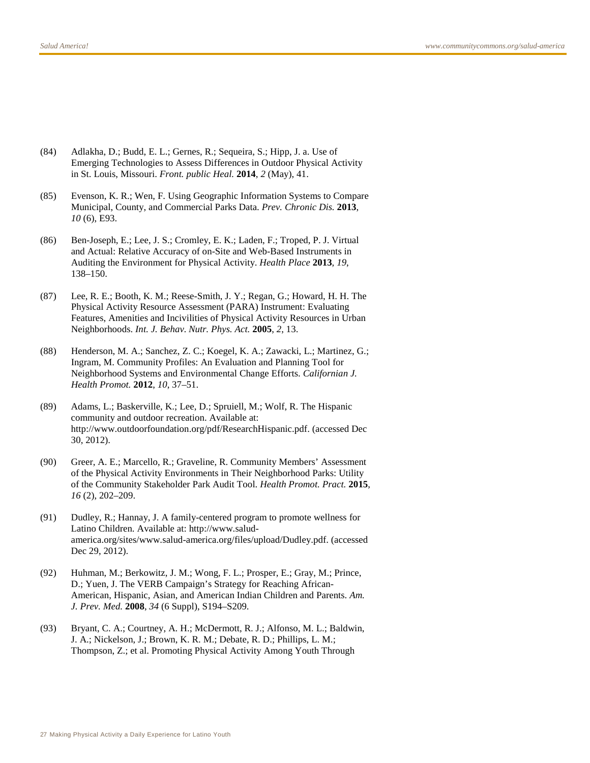(84) Adlakha, D.; Budd, E. L.; Gernes, R.; Sequeira, S.; Hipp, J. a. Use of Emerging Technologies to Assess Differences in Outdoor Physical Activity in St. Louis, Missouri. *Front. public Heal.* **2014**, *2* (May), 41.

(85) Evenson, K. R.; Wen, F. Using Geographic Information Systems to Compare Municipal, County, and Commercial Parks Data. *Prev. Chronic Dis.* **2013**, *10* (6), E93.

(86) Ben-Joseph, E.; Lee, J. S.; Cromley, E. K.; Laden, F.; Troped, P. J. Virtual and Actual: Relative Accuracy of on-Site and Web-Based Instruments in Auditing the Environment for Physical Activity. *Health Place* **2013**, *19*, 138–150.

(87) Lee, R. E.; Booth, K. M.; Reese-Smith, J. Y.; Regan, G.; Howard, H. H. The Physical Activity Resource Assessment (PARA) Instrument: Evaluating Features, Amenities and Incivilities of Physical Activity Resources in Urban Neighborhoods. *Int. J. Behav. Nutr. Phys. Act.* **2005**, *2*, 13.

(88) Henderson, M. A.; Sanchez, Z. C.; Koegel, K. A.; Zawacki, L.; Martinez, G.; Ingram, M. Community Profiles: An Evaluation and Planning Tool for Neighborhood Systems and Environmental Change Efforts. *Californian J. Health Promot.* **2012**, *10*, 37–51.

(89) Adams, L.; Baskerville, K.; Lee, D.; Spruiell, M.; Wolf, R. The Hispanic community and outdoor recreation. Available at: http://www.outdoorfoundation.org/pdf/ResearchHispanic.pdf. (accessed Dec 30, 2012).

(90) Greer, A. E.; Marcello, R.; Graveline, R. Community Members' Assessment of the Physical Activity Environments in Their Neighborhood Parks: Utility of the Community Stakeholder Park Audit Tool. *Health Promot. Pract.* **2015**, *16* (2), 202–209.

(91) Dudley, R.; Hannay, J. A family-centered program to promote wellness for Latino Children. Available at: http://www.salud-america.org/sites/www.salud-america.org/files/upload/Dudley.pdf. (accessed Dec 29, 2012).

(92) Huhman, M.; Berkowitz, J. M.; Wong, F. L.; Prosper, E.; Gray, M.; Prince, D.; Yuen, J. The VERB Campaign's Strategy for Reaching African-American, Hispanic, Asian, and American Indian Children and Parents. *Am. J. Prev. Med.* **2008**, *34* (6 Suppl), S194–S209.

(93) Bryant, C. A.; Courtney, A. H.; McDermott, R. J.; Alfonso, M. L.; Baldwin, J. A.; Nickelson, J.; Brown, K. R. M.; Debate, R. D.; Phillips, L. M.; Thompson, Z.; et al. Promoting Physical Activity Among Youth Through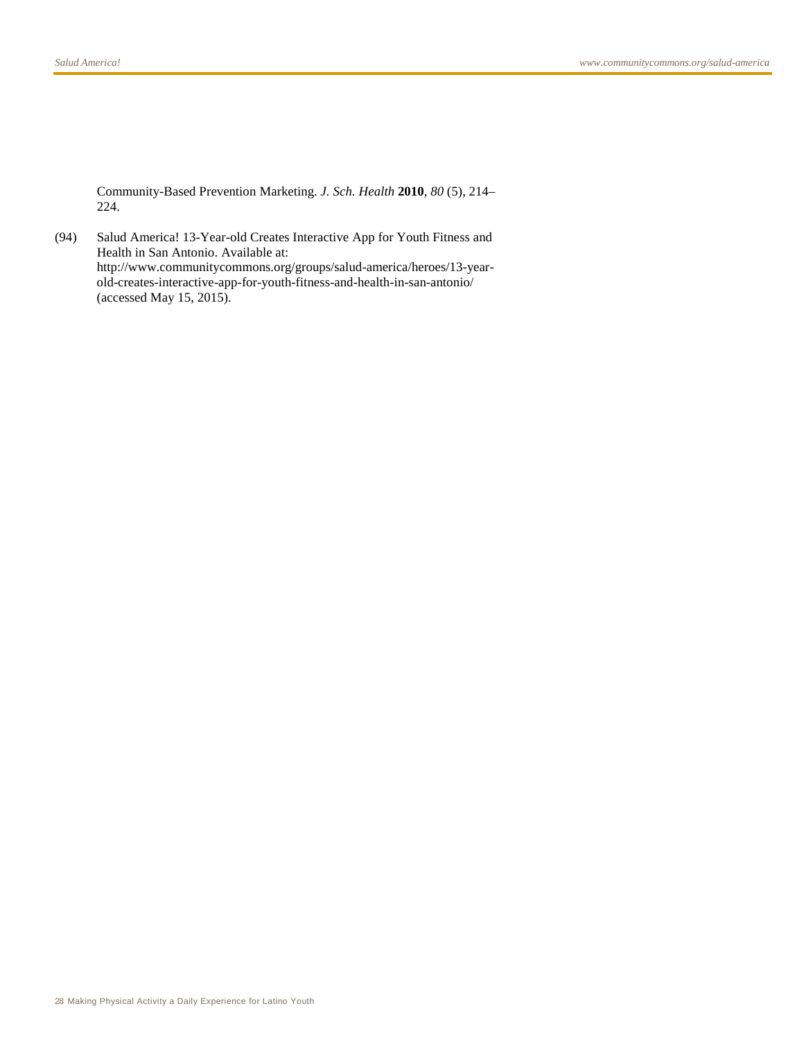Community-Based Prevention Marketing. *J. Sch. Health* **2010**, *80* (5), 214–224.

(94) Salud America! 13-Year-old Creates Interactive App for Youth Fitness and Health in San Antonio. Available at: http://www.communitycommons.org/groups/salud-america/heroes/13-year-old-creates-interactive-app-for-youth-fitness-and-health-in-san-antonio/ (accessed May 15, 2015).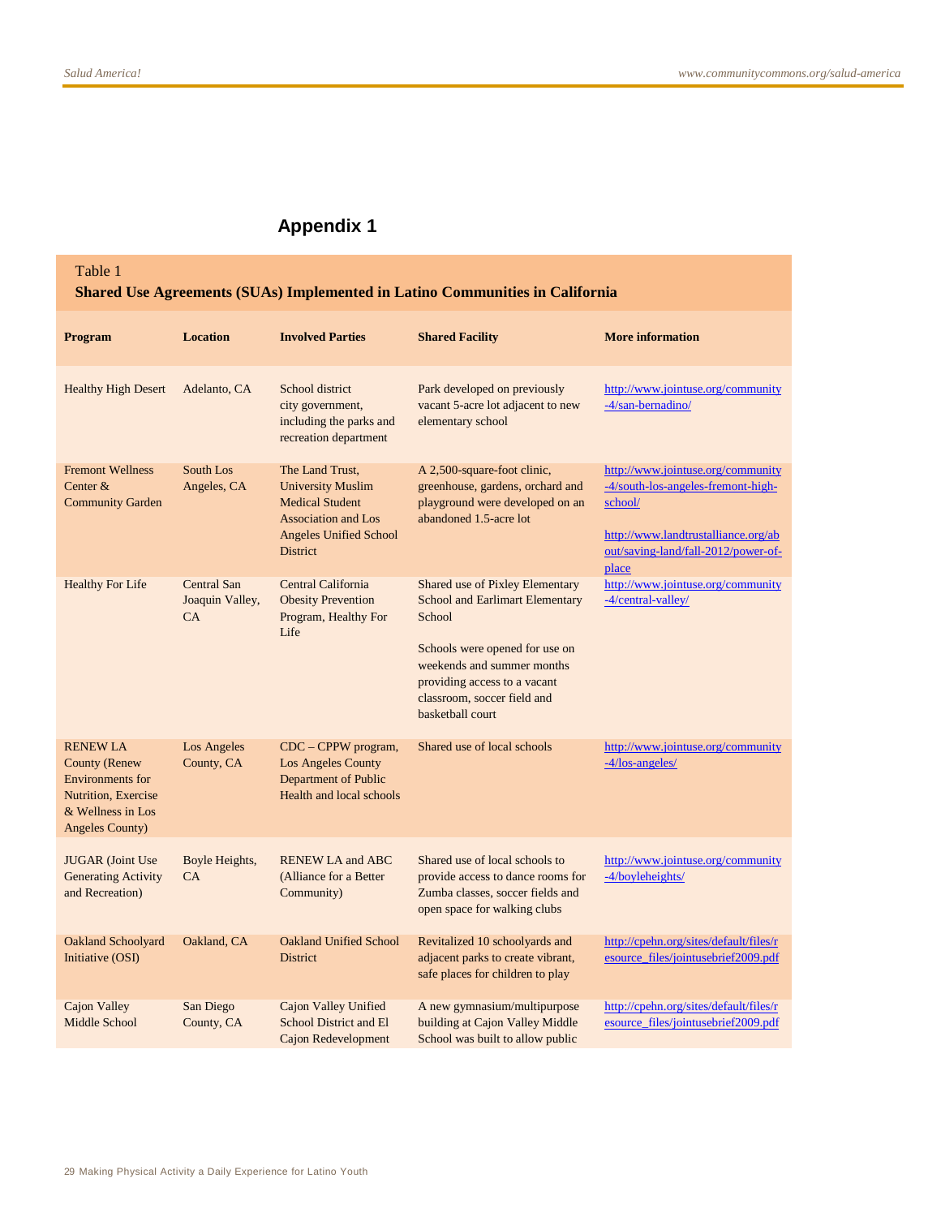## Appendix 1

Table 1

**Shared Use Agreements (SUAs) Implemented in Latino Communities in California**

| Program | Location | Involved Parties | Shared Facility | More information |
|---|---|---|---|---|
| Healthy High Desert | Adelanto, CA | School district city government, including the parks and recreation department | Park developed on previously vacant 5-acre lot adjacent to new elementary school | http://www.jointuse.org/community-4/san-bernadino/ |
| Fremont Wellness Center & Community Garden | South Los Angeles, CA | The Land Trust, University Muslim Medical Student Association and Los Angeles Unified School District | A 2,500-square-foot clinic, greenhouse, gardens, orchard and playground were developed on an abandoned 1.5-acre lot | http://www.jointuse.org/community-4/south-los-angeles-fremont-high-school/ http://www.landtrustalliance.org/about/saving-land/fall-2012/power-of-place |
| Healthy For Life | Central San Joaquin Valley, CA | Central California Obesity Prevention Program, Healthy For Life | Shared use of Pixley Elementary School and Earlimart Elementary School. Schools were opened for use on weekends and summer months providing access to a vacant classroom, soccer field and basketball court | http://www.jointuse.org/community-4/central-valley/ |
| RENEW LA County (Renew Environments for Nutrition, Exercise & Wellness in Los Angeles County) | Los Angeles County, CA | CDC – CPPW program, Los Angeles County Department of Public Health and local schools | Shared use of local schools | http://www.jointuse.org/community-4/los-angeles/ |
| JUGAR (Joint Use Generating Activity and Recreation) | Boyle Heights, CA | RENEW LA and ABC (Alliance for a Better Community) | Shared use of local schools to provide access to dance rooms for Zumba classes, soccer fields and open space for walking clubs | http://www.jointuse.org/community-4/boyleheights/ |
| Oakland Schoolyard Initiative (OSI) | Oakland, CA | Oakland Unified School District | Revitalized 10 schoolyards and adjacent parks to create vibrant, safe places for children to play | http://cpehn.org/sites/default/files/resource_files/jointusebrief2009.pdf |
| Cajon Valley Middle School | San Diego County, CA | Cajon Valley Unified School District and El Cajon Redevelopment | A new gymnasium/multipurpose building at Cajon Valley Middle School was built to allow public | http://cpehn.org/sites/default/files/resource_files/jointusebrief2009.pdf |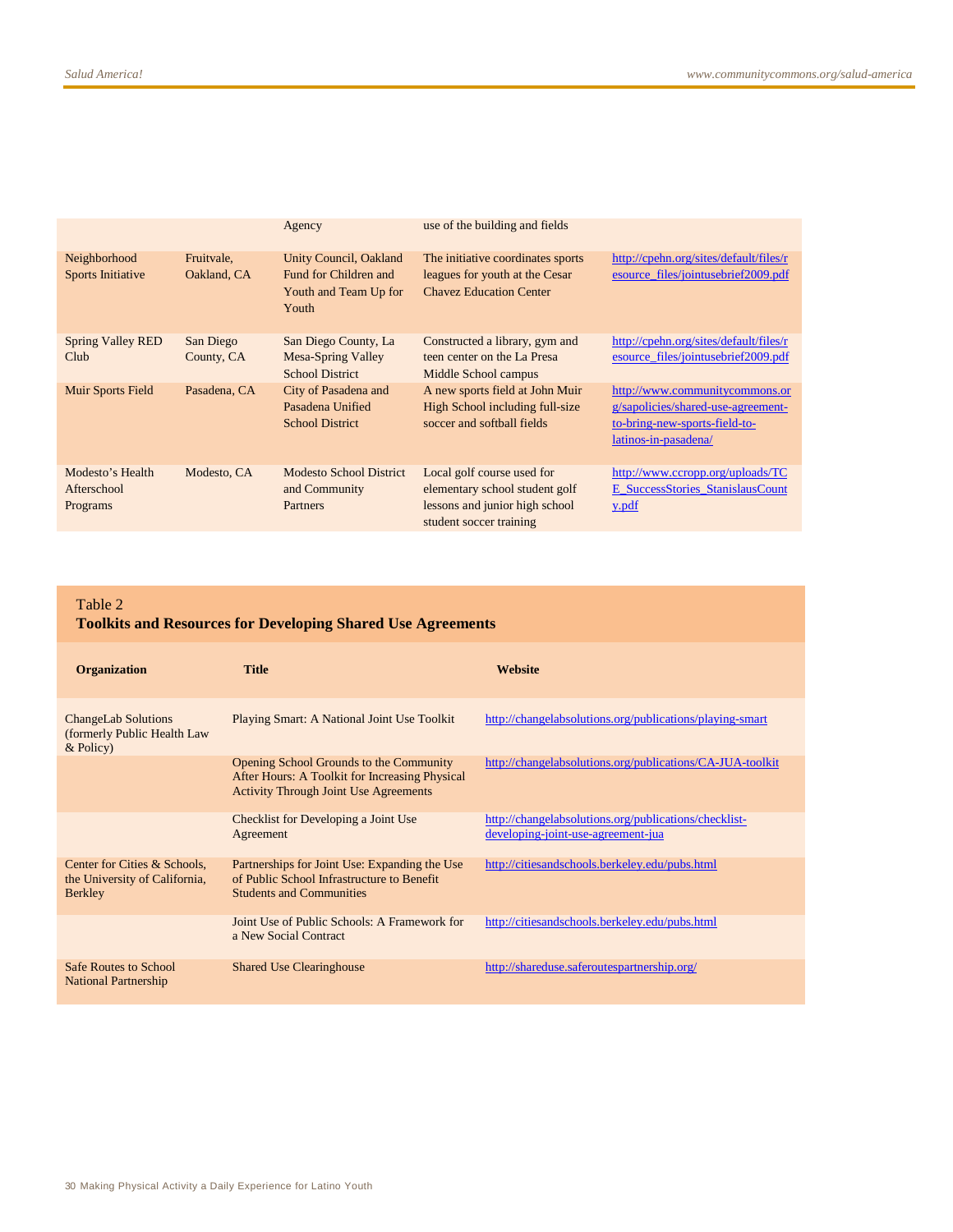| | | | | |
|---|---|---|---|---|
| | | Agency | use of the building and fields | |
| Neighborhood Sports Initiative | Fruitvale, Oakland, CA | Unity Council, Oakland Fund for Children and Youth and Team Up for Youth | The initiative coordinates sports leagues for youth at the Cesar Chavez Education Center | http://cpehn.org/sites/default/files/resource_files/jointusebrief2009.pdf |
| Spring Valley RED Club | San Diego County, CA | San Diego County, La Mesa-Spring Valley School District | Constructed a library, gym and teen center on the La Presa Middle School campus | http://cpehn.org/sites/default/files/resource_files/jointusebrief2009.pdf |
| Muir Sports Field | Pasadena, CA | City of Pasadena and Pasadena Unified School District | A new sports field at John Muir High School including full-size soccer and softball fields | http://www.communitycommons.org/sapolicies/shared-use-agreement-to-bring-new-sports-field-to-latinos-in-pasadena/ |
| Modesto's Health Afterschool Programs | Modesto, CA | Modesto School District and Community Partners | Local golf course used for elementary school student golf lessons and junior high school student soccer training | http://www.ccropp.org/uploads/TCE_SuccessStories_StanislausCounty.pdf |

Table 2
**Toolkits and Resources for Developing Shared Use Agreements**

| Organization | Title | Website |
|---|---|---|
| ChangeLab Solutions (formerly Public Health Law & Policy) | Playing Smart: A National Joint Use Toolkit | http://changelabsolutions.org/publications/playing-smart |
| | Opening School Grounds to the Community After Hours: A Toolkit for Increasing Physical Activity Through Joint Use Agreements | http://changelabsolutions.org/publications/CA-JUA-toolkit |
| | Checklist for Developing a Joint Use Agreement | http://changelabsolutions.org/publications/checklist-developing-joint-use-agreement-jua |
| Center for Cities & Schools, the University of California, Berkley | Partnerships for Joint Use: Expanding the Use of Public School Infrastructure to Benefit Students and Communities | http://citiesandschools.berkeley.edu/pubs.html |
| | Joint Use of Public Schools: A Framework for a New Social Contract | http://citiesandschools.berkeley.edu/pubs.html |
| Safe Routes to School National Partnership | Shared Use Clearinghouse | http://shareduse.saferoutespartnership.org/ |